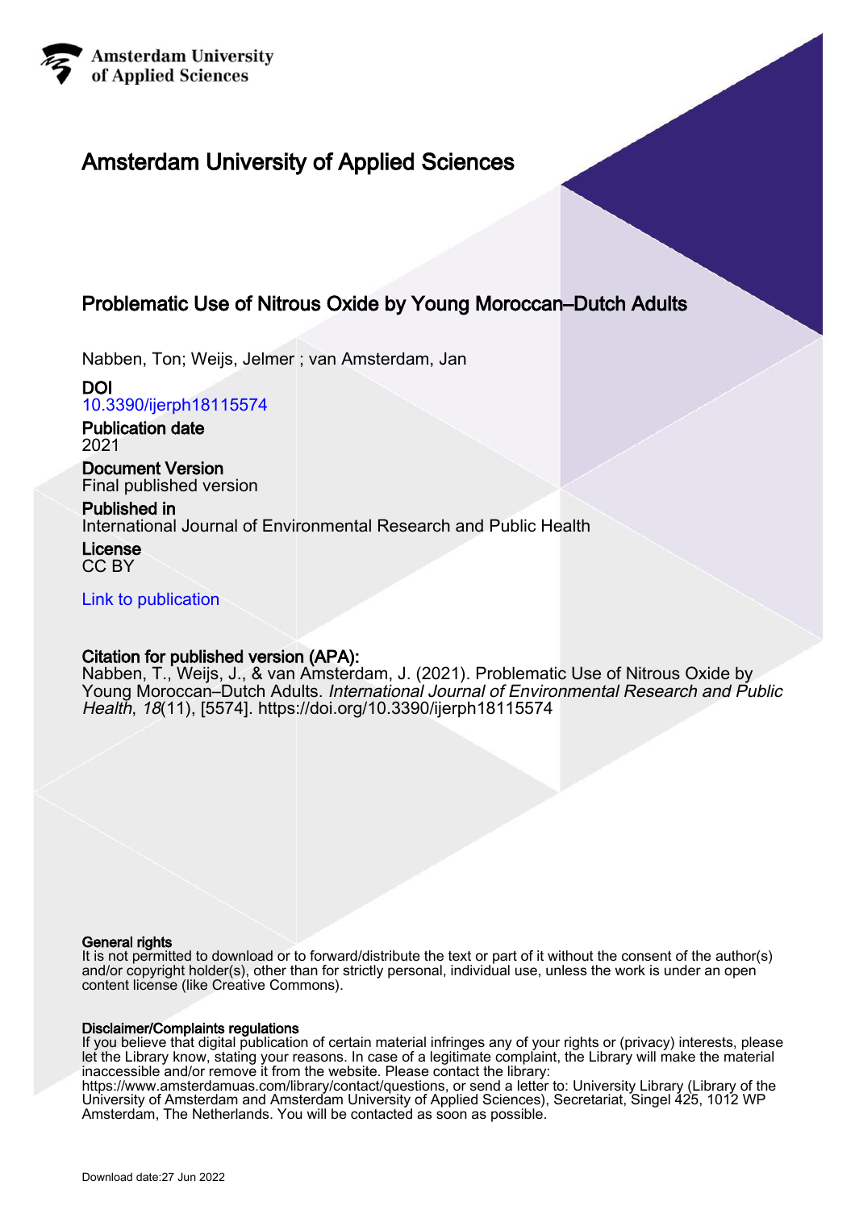Amsterdam University of Applied Sciences

# Amsterdam University of Applied Sciences

## Problematic Use of Nitrous Oxide by Young Moroccan–Dutch Adults

Nabben, Ton; Weijs, Jelmer ; van Amsterdam, Jan

**DOI**
10.3390/ijerph18115574

**Publication date**
2021

**Document Version**
Final published version

**Published in**
International Journal of Environmental Research and Public Health

**License**
CC BY

Link to publication

**Citation for published version (APA):**
Nabben, T., Weijs, J., & van Amsterdam, J. (2021). Problematic Use of Nitrous Oxide by Young Moroccan–Dutch Adults. *International Journal of Environmental Research and Public Health*, *18*(11), [5574]. https://doi.org/10.3390/ijerph18115574

**General rights**
It is not permitted to download or to forward/distribute the text or part of it without the consent of the author(s) and/or copyright holder(s), other than for strictly personal, individual use, unless the work is under an open content license (like Creative Commons).

**Disclaimer/Complaints regulations**
If you believe that digital publication of certain material infringes any of your rights or (privacy) interests, please let the Library know, stating your reasons. In case of a legitimate complaint, the Library will make the material inaccessible and/or remove it from the website. Please contact the library:
https://www.amsterdamuas.com/library/contact/questions, or send a letter to: University Library (Library of the University of Amsterdam and Amsterdam University of Applied Sciences), Secretariat, Singel 425, 1012 WP Amsterdam, The Netherlands. You will be contacted as soon as possible.

Download date:27 Jun 2022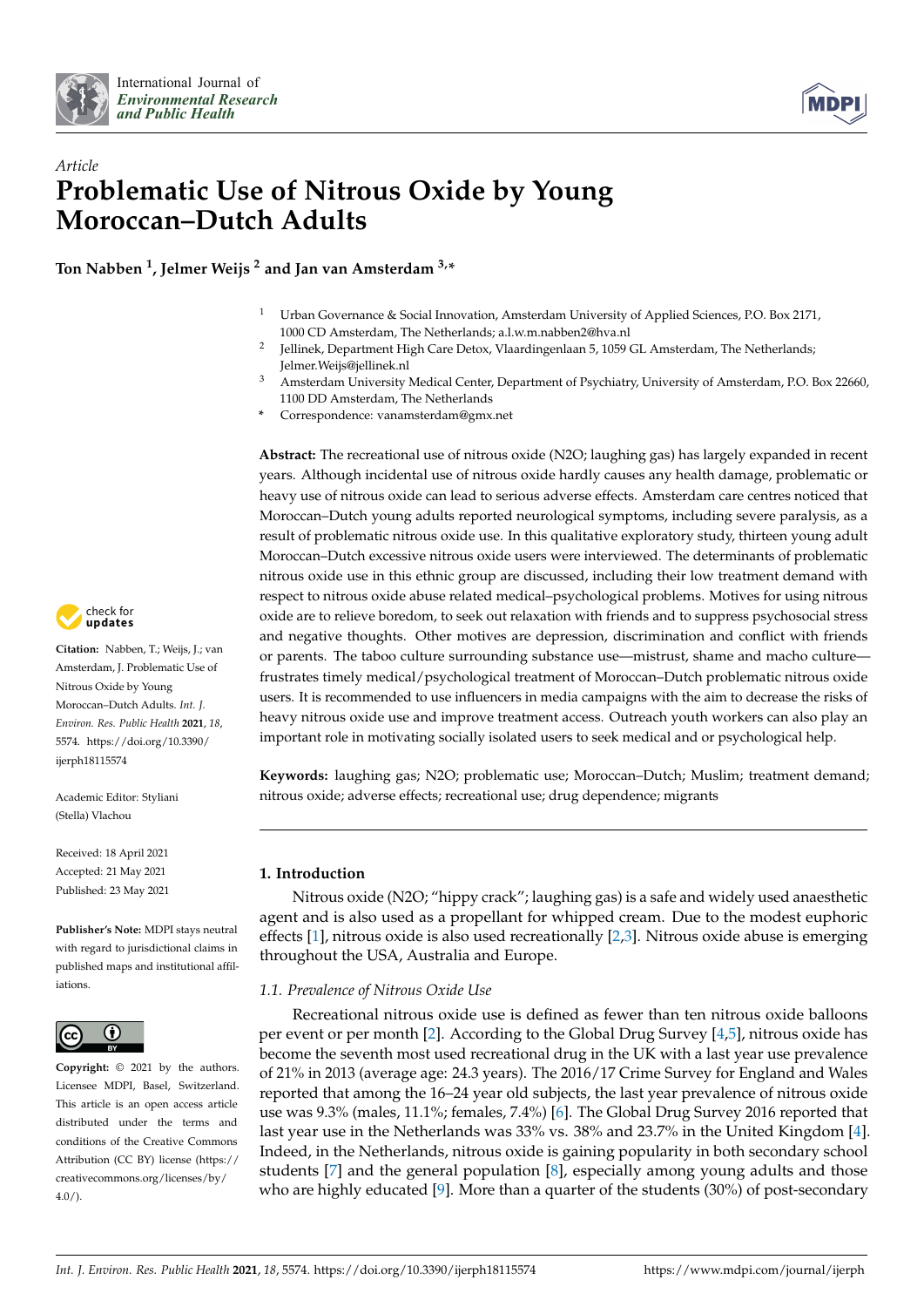International Journal of *Environmental Research and Public Health*

*Article*

# Problematic Use of Nitrous Oxide by Young Moroccan–Dutch Adults

**Ton Nabben [1], Jelmer Weijs [2] and Jan van Amsterdam [3,*]**

1 Urban Governance & Social Innovation, Amsterdam University of Applied Sciences, P.O. Box 2171, 1000 CD Amsterdam, The Netherlands; a.l.w.m.nabben2@hva.nl

2 Jellinek, Department High Care Detox, Vlaardingenlaan 5, 1059 GL Amsterdam, The Netherlands; Jelmer.Weijs@jellinek.nl

3 Amsterdam University Medical Center, Department of Psychiatry, University of Amsterdam, P.O. Box 22660, 1100 DD Amsterdam, The Netherlands

* Correspondence: vanamsterdam@gmx.net

**Abstract:** The recreational use of nitrous oxide (N2O; laughing gas) has largely expanded in recent years. Although incidental use of nitrous oxide hardly causes any health damage, problematic or heavy use of nitrous oxide can lead to serious adverse effects. Amsterdam care centres noticed that Moroccan–Dutch young adults reported neurological symptoms, including severe paralysis, as a result of problematic nitrous oxide use. In this qualitative exploratory study, thirteen young adult Moroccan–Dutch excessive nitrous oxide users were interviewed. The determinants of problematic nitrous oxide use in this ethnic group are discussed, including their low treatment demand with respect to nitrous oxide abuse related medical–psychological problems. Motives for using nitrous oxide are to relieve boredom, to seek out relaxation with friends and to suppress psychosocial stress and negative thoughts. Other motives are depression, discrimination and conflict with friends or parents. The taboo culture surrounding substance use—mistrust, shame and macho culture—frustrates timely medical/psychological treatment of Moroccan–Dutch problematic nitrous oxide users. It is recommended to use influencers in media campaigns with the aim to decrease the risks of heavy nitrous oxide use and improve treatment access. Outreach youth workers can also play an important role in motivating socially isolated users to seek medical and or psychological help.

**Keywords:** laughing gas; N2O; problematic use; Moroccan–Dutch; Muslim; treatment demand; nitrous oxide; adverse effects; recreational use; drug dependence; migrants

**Citation:** Nabben, T.; Weijs, J.; van Amsterdam, J. Problematic Use of Nitrous Oxide by Young Moroccan–Dutch Adults. *Int. J. Environ. Res. Public Health* **2021**, *18*, 5574. https://doi.org/10.3390/ijerph18115574

Academic Editor: Styliani (Stella) Vlachou

Received: 18 April 2021
Accepted: 21 May 2021
Published: 23 May 2021

**Publisher's Note:** MDPI stays neutral with regard to jurisdictional claims in published maps and institutional affiliations.

**Copyright:** © 2021 by the authors. Licensee MDPI, Basel, Switzerland. This article is an open access article distributed under the terms and conditions of the Creative Commons Attribution (CC BY) license (https://creativecommons.org/licenses/by/4.0/).

## 1. Introduction

Nitrous oxide (N2O; "hippy crack"; laughing gas) is a safe and widely used anaesthetic agent and is also used as a propellant for whipped cream. Due to the modest euphoric effects [1], nitrous oxide is also used recreationally [2,3]. Nitrous oxide abuse is emerging throughout the USA, Australia and Europe.

### 1.1. Prevalence of Nitrous Oxide Use

Recreational nitrous oxide use is defined as fewer than ten nitrous oxide balloons per event or per month [2]. According to the Global Drug Survey [4,5], nitrous oxide has become the seventh most used recreational drug in the UK with a last year use prevalence of 21% in 2013 (average age: 24.3 years). The 2016/17 Crime Survey for England and Wales reported that among the 16–24 year old subjects, the last year prevalence of nitrous oxide use was 9.3% (males, 11.1%; females, 7.4%) [6]. The Global Drug Survey 2016 reported that last year use in the Netherlands was 33% vs. 38% and 23.7% in the United Kingdom [4]. Indeed, in the Netherlands, nitrous oxide is gaining popularity in both secondary school students [7] and the general population [8], especially among young adults and those who are highly educated [9]. More than a quarter of the students (30%) of post-secondary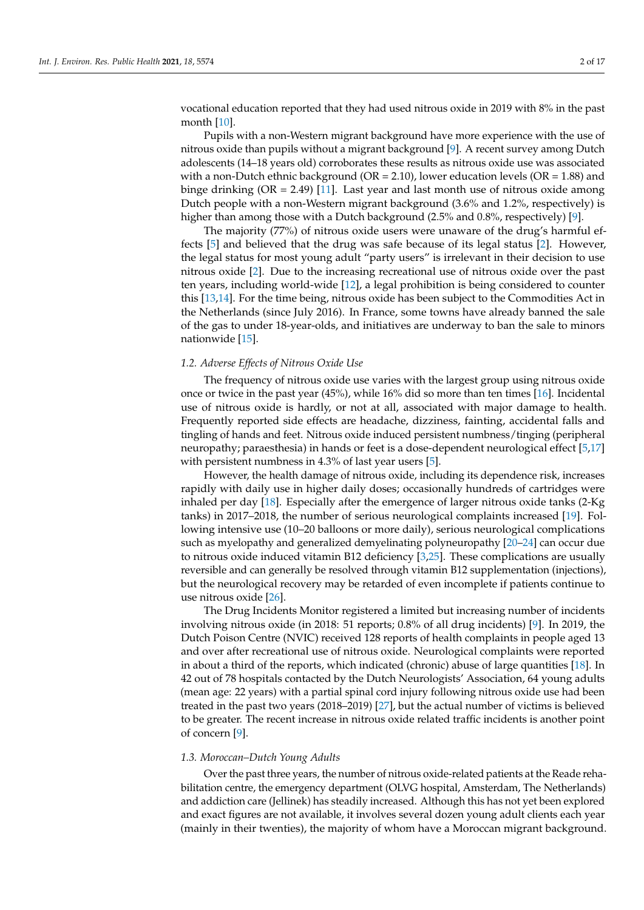vocational education reported that they had used nitrous oxide in 2019 with 8% in the past month [10].

Pupils with a non-Western migrant background have more experience with the use of nitrous oxide than pupils without a migrant background [9]. A recent survey among Dutch adolescents (14–18 years old) corroborates these results as nitrous oxide use was associated with a non-Dutch ethnic background (OR = 2.10), lower education levels (OR = 1.88) and binge drinking (OR = 2.49) [11]. Last year and last month use of nitrous oxide among Dutch people with a non-Western migrant background (3.6% and 1.2%, respectively) is higher than among those with a Dutch background (2.5% and 0.8%, respectively) [9].

The majority (77%) of nitrous oxide users were unaware of the drug's harmful effects [5] and believed that the drug was safe because of its legal status [2]. However, the legal status for most young adult "party users" is irrelevant in their decision to use nitrous oxide [2]. Due to the increasing recreational use of nitrous oxide over the past ten years, including world-wide [12], a legal prohibition is being considered to counter this [13,14]. For the time being, nitrous oxide has been subject to the Commodities Act in the Netherlands (since July 2016). In France, some towns have already banned the sale of the gas to under 18-year-olds, and initiatives are underway to ban the sale to minors nationwide [15].

### *1.2. Adverse Effects of Nitrous Oxide Use*

The frequency of nitrous oxide use varies with the largest group using nitrous oxide once or twice in the past year (45%), while 16% did so more than ten times [16]. Incidental use of nitrous oxide is hardly, or not at all, associated with major damage to health. Frequently reported side effects are headache, dizziness, fainting, accidental falls and tingling of hands and feet. Nitrous oxide induced persistent numbness/tinging (peripheral neuropathy; paraesthesia) in hands or feet is a dose-dependent neurological effect [5,17] with persistent numbness in 4.3% of last year users [5].

However, the health damage of nitrous oxide, including its dependence risk, increases rapidly with daily use in higher daily doses; occasionally hundreds of cartridges were inhaled per day [18]. Especially after the emergence of larger nitrous oxide tanks (2-Kg tanks) in 2017–2018, the number of serious neurological complaints increased [19]. Following intensive use (10–20 balloons or more daily), serious neurological complications such as myelopathy and generalized demyelinating polyneuropathy [20–24] can occur due to nitrous oxide induced vitamin B12 deficiency [3,25]. These complications are usually reversible and can generally be resolved through vitamin B12 supplementation (injections), but the neurological recovery may be retarded of even incomplete if patients continue to use nitrous oxide [26].

The Drug Incidents Monitor registered a limited but increasing number of incidents involving nitrous oxide (in 2018: 51 reports; 0.8% of all drug incidents) [9]. In 2019, the Dutch Poison Centre (NVIC) received 128 reports of health complaints in people aged 13 and over after recreational use of nitrous oxide. Neurological complaints were reported in about a third of the reports, which indicated (chronic) abuse of large quantities [18]. In 42 out of 78 hospitals contacted by the Dutch Neurologists' Association, 64 young adults (mean age: 22 years) with a partial spinal cord injury following nitrous oxide use had been treated in the past two years (2018–2019) [27], but the actual number of victims is believed to be greater. The recent increase in nitrous oxide related traffic incidents is another point of concern [9].

### *1.3. Moroccan–Dutch Young Adults*

Over the past three years, the number of nitrous oxide-related patients at the Reade rehabilitation centre, the emergency department (OLVG hospital, Amsterdam, The Netherlands) and addiction care (Jellinek) has steadily increased. Although this has not yet been explored and exact figures are not available, it involves several dozen young adult clients each year (mainly in their twenties), the majority of whom have a Moroccan migrant background.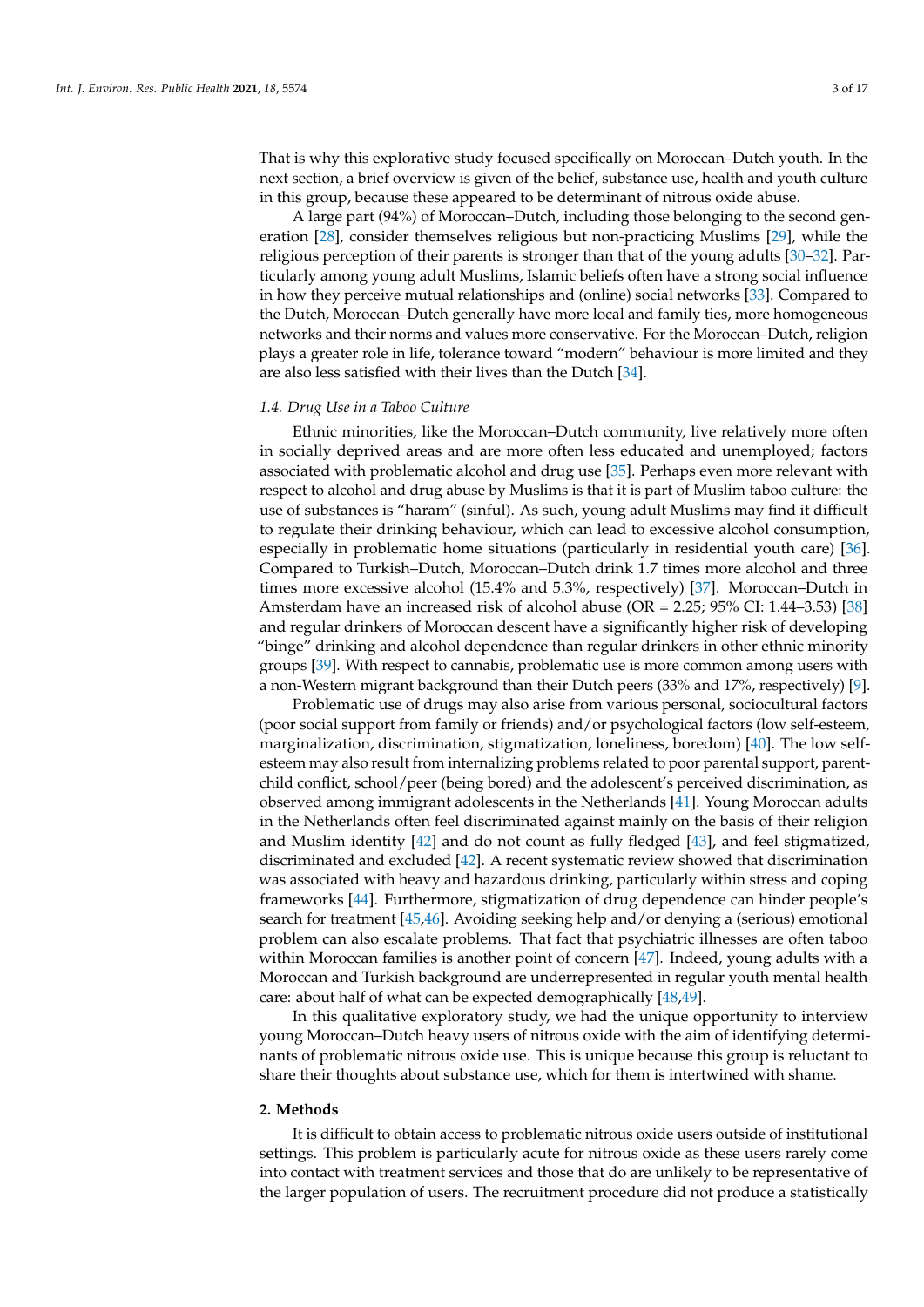That is why this explorative study focused specifically on Moroccan–Dutch youth. In the next section, a brief overview is given of the belief, substance use, health and youth culture in this group, because these appeared to be determinant of nitrous oxide abuse.

A large part (94%) of Moroccan–Dutch, including those belonging to the second generation [28], consider themselves religious but non-practicing Muslims [29], while the religious perception of their parents is stronger than that of the young adults [30–32]. Particularly among young adult Muslims, Islamic beliefs often have a strong social influence in how they perceive mutual relationships and (online) social networks [33]. Compared to the Dutch, Moroccan–Dutch generally have more local and family ties, more homogeneous networks and their norms and values more conservative. For the Moroccan–Dutch, religion plays a greater role in life, tolerance toward "modern" behaviour is more limited and they are also less satisfied with their lives than the Dutch [34].

### 1.4. Drug Use in a Taboo Culture

Ethnic minorities, like the Moroccan–Dutch community, live relatively more often in socially deprived areas and are more often less educated and unemployed; factors associated with problematic alcohol and drug use [35]. Perhaps even more relevant with respect to alcohol and drug abuse by Muslims is that it is part of Muslim taboo culture: the use of substances is "haram" (sinful). As such, young adult Muslims may find it difficult to regulate their drinking behaviour, which can lead to excessive alcohol consumption, especially in problematic home situations (particularly in residential youth care) [36]. Compared to Turkish–Dutch, Moroccan–Dutch drink 1.7 times more alcohol and three times more excessive alcohol (15.4% and 5.3%, respectively) [37]. Moroccan–Dutch in Amsterdam have an increased risk of alcohol abuse (OR = 2.25; 95% CI: 1.44–3.53) [38] and regular drinkers of Moroccan descent have a significantly higher risk of developing "binge" drinking and alcohol dependence than regular drinkers in other ethnic minority groups [39]. With respect to cannabis, problematic use is more common among users with a non-Western migrant background than their Dutch peers (33% and 17%, respectively) [9].

Problematic use of drugs may also arise from various personal, sociocultural factors (poor social support from family or friends) and/or psychological factors (low self-esteem, marginalization, discrimination, stigmatization, loneliness, boredom) [40]. The low self-esteem may also result from internalizing problems related to poor parental support, parent-child conflict, school/peer (being bored) and the adolescent's perceived discrimination, as observed among immigrant adolescents in the Netherlands [41]. Young Moroccan adults in the Netherlands often feel discriminated against mainly on the basis of their religion and Muslim identity [42] and do not count as fully fledged [43], and feel stigmatized, discriminated and excluded [42]. A recent systematic review showed that discrimination was associated with heavy and hazardous drinking, particularly within stress and coping frameworks [44]. Furthermore, stigmatization of drug dependence can hinder people's search for treatment [45,46]. Avoiding seeking help and/or denying a (serious) emotional problem can also escalate problems. That fact that psychiatric illnesses are often taboo within Moroccan families is another point of concern [47]. Indeed, young adults with a Moroccan and Turkish background are underrepresented in regular youth mental health care: about half of what can be expected demographically [48,49].

In this qualitative exploratory study, we had the unique opportunity to interview young Moroccan–Dutch heavy users of nitrous oxide with the aim of identifying determinants of problematic nitrous oxide use. This is unique because this group is reluctant to share their thoughts about substance use, which for them is intertwined with shame.

## 2. Methods

It is difficult to obtain access to problematic nitrous oxide users outside of institutional settings. This problem is particularly acute for nitrous oxide as these users rarely come into contact with treatment services and those that do are unlikely to be representative of the larger population of users. The recruitment procedure did not produce a statistically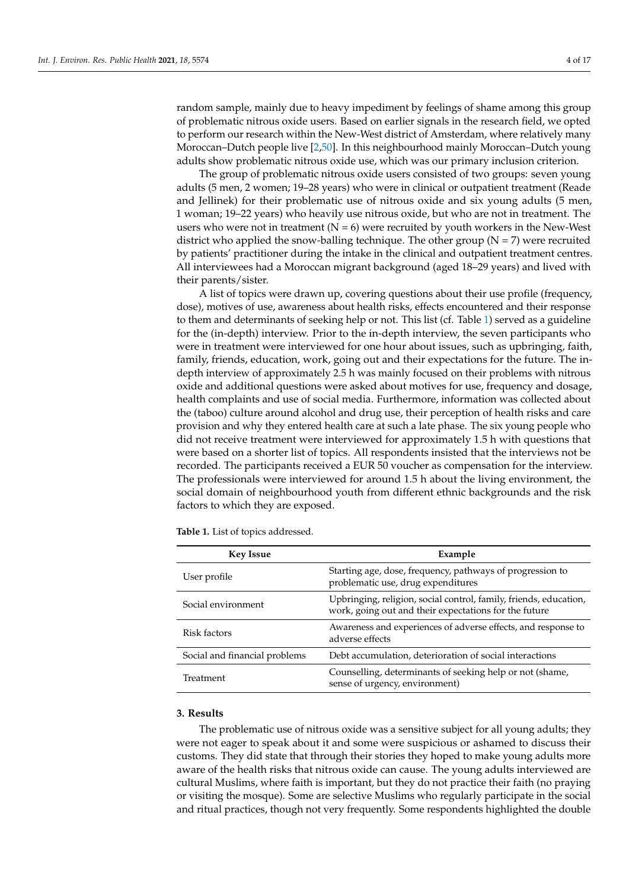random sample, mainly due to heavy impediment by feelings of shame among this group of problematic nitrous oxide users. Based on earlier signals in the research field, we opted to perform our research within the New-West district of Amsterdam, where relatively many Moroccan–Dutch people live [2,50]. In this neighbourhood mainly Moroccan–Dutch young adults show problematic nitrous oxide use, which was our primary inclusion criterion.

The group of problematic nitrous oxide users consisted of two groups: seven young adults (5 men, 2 women; 19–28 years) who were in clinical or outpatient treatment (Reade and Jellinek) for their problematic use of nitrous oxide and six young adults (5 men, 1 woman; 19–22 years) who heavily use nitrous oxide, but who are not in treatment. The users who were not in treatment (N = 6) were recruited by youth workers in the New-West district who applied the snow-balling technique. The other group (N = 7) were recruited by patients' practitioner during the intake in the clinical and outpatient treatment centres. All interviewees had a Moroccan migrant background (aged 18–29 years) and lived with their parents/sister.

A list of topics were drawn up, covering questions about their use profile (frequency, dose), motives of use, awareness about health risks, effects encountered and their response to them and determinants of seeking help or not. This list (cf. Table 1) served as a guideline for the (in-depth) interview. Prior to the in-depth interview, the seven participants who were in treatment were interviewed for one hour about issues, such as upbringing, faith, family, friends, education, work, going out and their expectations for the future. The in-depth interview of approximately 2.5 h was mainly focused on their problems with nitrous oxide and additional questions were asked about motives for use, frequency and dosage, health complaints and use of social media. Furthermore, information was collected about the (taboo) culture around alcohol and drug use, their perception of health risks and care provision and why they entered health care at such a late phase. The six young people who did not receive treatment were interviewed for approximately 1.5 h with questions that were based on a shorter list of topics. All respondents insisted that the interviews not be recorded. The participants received a EUR 50 voucher as compensation for the interview. The professionals were interviewed for around 1.5 h about the living environment, the social domain of neighbourhood youth from different ethnic backgrounds and the risk factors to which they are exposed.

**Table 1.** List of topics addressed.

| Key Issue | Example |
| --- | --- |
| User profile | Starting age, dose, frequency, pathways of progression to problematic use, drug expenditures |
| Social environment | Upbringing, religion, social control, family, friends, education, work, going out and their expectations for the future |
| Risk factors | Awareness and experiences of adverse effects, and response to adverse effects |
| Social and financial problems | Debt accumulation, deterioration of social interactions |
| Treatment | Counselling, determinants of seeking help or not (shame, sense of urgency, environment) |

## 3. Results

The problematic use of nitrous oxide was a sensitive subject for all young adults; they were not eager to speak about it and some were suspicious or ashamed to discuss their customs. They did state that through their stories they hoped to make young adults more aware of the health risks that nitrous oxide can cause. The young adults interviewed are cultural Muslims, where faith is important, but they do not practice their faith (no praying or visiting the mosque). Some are selective Muslims who regularly participate in the social and ritual practices, though not very frequently. Some respondents highlighted the double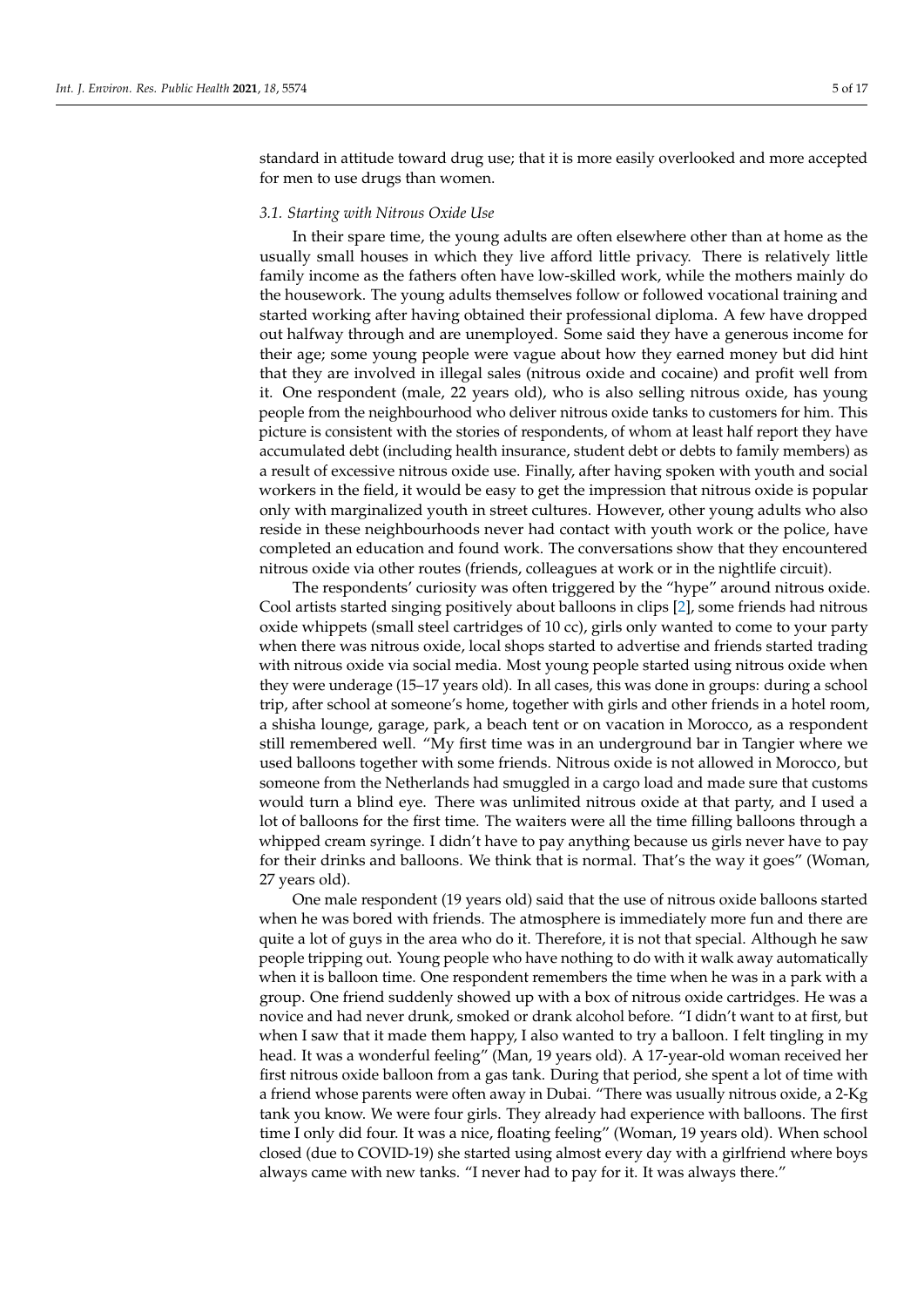standard in attitude toward drug use; that it is more easily overlooked and more accepted for men to use drugs than women.

### 3.1. Starting with Nitrous Oxide Use

In their spare time, the young adults are often elsewhere other than at home as the usually small houses in which they live afford little privacy. There is relatively little family income as the fathers often have low-skilled work, while the mothers mainly do the housework. The young adults themselves follow or followed vocational training and started working after having obtained their professional diploma. A few have dropped out halfway through and are unemployed. Some said they have a generous income for their age; some young people were vague about how they earned money but did hint that they are involved in illegal sales (nitrous oxide and cocaine) and profit well from it. One respondent (male, 22 years old), who is also selling nitrous oxide, has young people from the neighbourhood who deliver nitrous oxide tanks to customers for him. This picture is consistent with the stories of respondents, of whom at least half report they have accumulated debt (including health insurance, student debt or debts to family members) as a result of excessive nitrous oxide use. Finally, after having spoken with youth and social workers in the field, it would be easy to get the impression that nitrous oxide is popular only with marginalized youth in street cultures. However, other young adults who also reside in these neighbourhoods never had contact with youth work or the police, have completed an education and found work. The conversations show that they encountered nitrous oxide via other routes (friends, colleagues at work or in the nightlife circuit).

The respondents' curiosity was often triggered by the "hype" around nitrous oxide. Cool artists started singing positively about balloons in clips [2], some friends had nitrous oxide whippets (small steel cartridges of 10 cc), girls only wanted to come to your party when there was nitrous oxide, local shops started to advertise and friends started trading with nitrous oxide via social media. Most young people started using nitrous oxide when they were underage (15–17 years old). In all cases, this was done in groups: during a school trip, after school at someone's home, together with girls and other friends in a hotel room, a shisha lounge, garage, park, a beach tent or on vacation in Morocco, as a respondent still remembered well. "My first time was in an underground bar in Tangier where we used balloons together with some friends. Nitrous oxide is not allowed in Morocco, but someone from the Netherlands had smuggled in a cargo load and made sure that customs would turn a blind eye. There was unlimited nitrous oxide at that party, and I used a lot of balloons for the first time. The waiters were all the time filling balloons through a whipped cream syringe. I didn't have to pay anything because us girls never have to pay for their drinks and balloons. We think that is normal. That's the way it goes" (Woman, 27 years old).

One male respondent (19 years old) said that the use of nitrous oxide balloons started when he was bored with friends. The atmosphere is immediately more fun and there are quite a lot of guys in the area who do it. Therefore, it is not that special. Although he saw people tripping out. Young people who have nothing to do with it walk away automatically when it is balloon time. One respondent remembers the time when he was in a park with a group. One friend suddenly showed up with a box of nitrous oxide cartridges. He was a novice and had never drunk, smoked or drank alcohol before. "I didn't want to at first, but when I saw that it made them happy, I also wanted to try a balloon. I felt tingling in my head. It was a wonderful feeling" (Man, 19 years old). A 17-year-old woman received her first nitrous oxide balloon from a gas tank. During that period, she spent a lot of time with a friend whose parents were often away in Dubai. "There was usually nitrous oxide, a 2-Kg tank you know. We were four girls. They already had experience with balloons. The first time I only did four. It was a nice, floating feeling" (Woman, 19 years old). When school closed (due to COVID-19) she started using almost every day with a girlfriend where boys always came with new tanks. "I never had to pay for it. It was always there."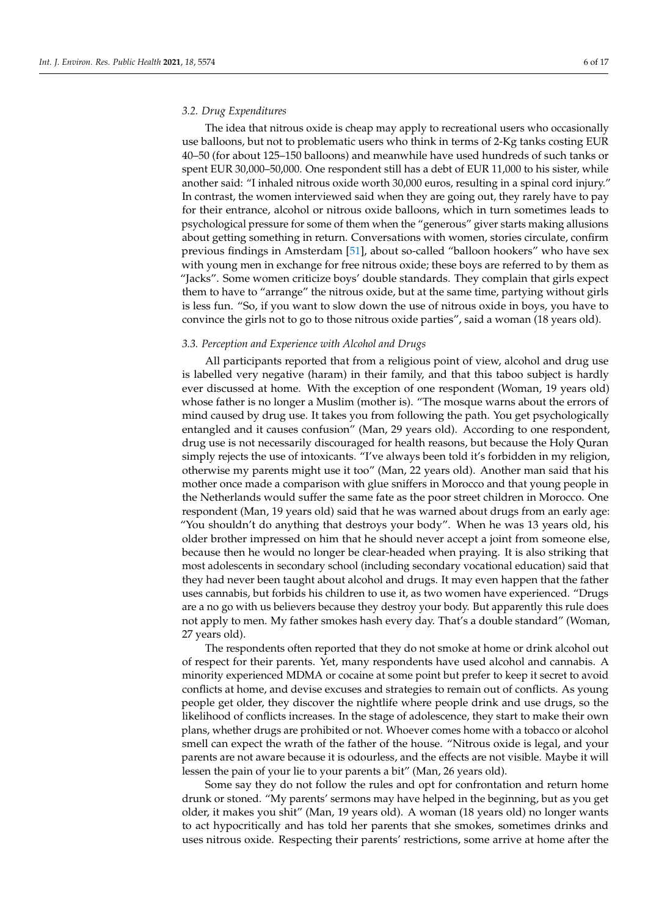### 3.2. Drug Expenditures

The idea that nitrous oxide is cheap may apply to recreational users who occasionally use balloons, but not to problematic users who think in terms of 2-Kg tanks costing EUR 40–50 (for about 125–150 balloons) and meanwhile have used hundreds of such tanks or spent EUR 30,000–50,000. One respondent still has a debt of EUR 11,000 to his sister, while another said: "I inhaled nitrous oxide worth 30,000 euros, resulting in a spinal cord injury." In contrast, the women interviewed said when they are going out, they rarely have to pay for their entrance, alcohol or nitrous oxide balloons, which in turn sometimes leads to psychological pressure for some of them when the "generous" giver starts making allusions about getting something in return. Conversations with women, stories circulate, confirm previous findings in Amsterdam [51], about so-called "balloon hookers" who have sex with young men in exchange for free nitrous oxide; these boys are referred to by them as "Jacks". Some women criticize boys' double standards. They complain that girls expect them to have to "arrange" the nitrous oxide, but at the same time, partying without girls is less fun. "So, if you want to slow down the use of nitrous oxide in boys, you have to convince the girls not to go to those nitrous oxide parties", said a woman (18 years old).

### 3.3. Perception and Experience with Alcohol and Drugs

All participants reported that from a religious point of view, alcohol and drug use is labelled very negative (haram) in their family, and that this taboo subject is hardly ever discussed at home. With the exception of one respondent (Woman, 19 years old) whose father is no longer a Muslim (mother is). "The mosque warns about the errors of mind caused by drug use. It takes you from following the path. You get psychologically entangled and it causes confusion" (Man, 29 years old). According to one respondent, drug use is not necessarily discouraged for health reasons, but because the Holy Quran simply rejects the use of intoxicants. "I've always been told it's forbidden in my religion, otherwise my parents might use it too" (Man, 22 years old). Another man said that his mother once made a comparison with glue sniffers in Morocco and that young people in the Netherlands would suffer the same fate as the poor street children in Morocco. One respondent (Man, 19 years old) said that he was warned about drugs from an early age: "You shouldn't do anything that destroys your body". When he was 13 years old, his older brother impressed on him that he should never accept a joint from someone else, because then he would no longer be clear-headed when praying. It is also striking that most adolescents in secondary school (including secondary vocational education) said that they had never been taught about alcohol and drugs. It may even happen that the father uses cannabis, but forbids his children to use it, as two women have experienced. "Drugs are a no go with us believers because they destroy your body. But apparently this rule does not apply to men. My father smokes hash every day. That's a double standard" (Woman, 27 years old).

The respondents often reported that they do not smoke at home or drink alcohol out of respect for their parents. Yet, many respondents have used alcohol and cannabis. A minority experienced MDMA or cocaine at some point but prefer to keep it secret to avoid conflicts at home, and devise excuses and strategies to remain out of conflicts. As young people get older, they discover the nightlife where people drink and use drugs, so the likelihood of conflicts increases. In the stage of adolescence, they start to make their own plans, whether drugs are prohibited or not. Whoever comes home with a tobacco or alcohol smell can expect the wrath of the father of the house. "Nitrous oxide is legal, and your parents are not aware because it is odourless, and the effects are not visible. Maybe it will lessen the pain of your lie to your parents a bit" (Man, 26 years old).

Some say they do not follow the rules and opt for confrontation and return home drunk or stoned. "My parents' sermons may have helped in the beginning, but as you get older, it makes you shit" (Man, 19 years old). A woman (18 years old) no longer wants to act hypocritically and has told her parents that she smokes, sometimes drinks and uses nitrous oxide. Respecting their parents' restrictions, some arrive at home after the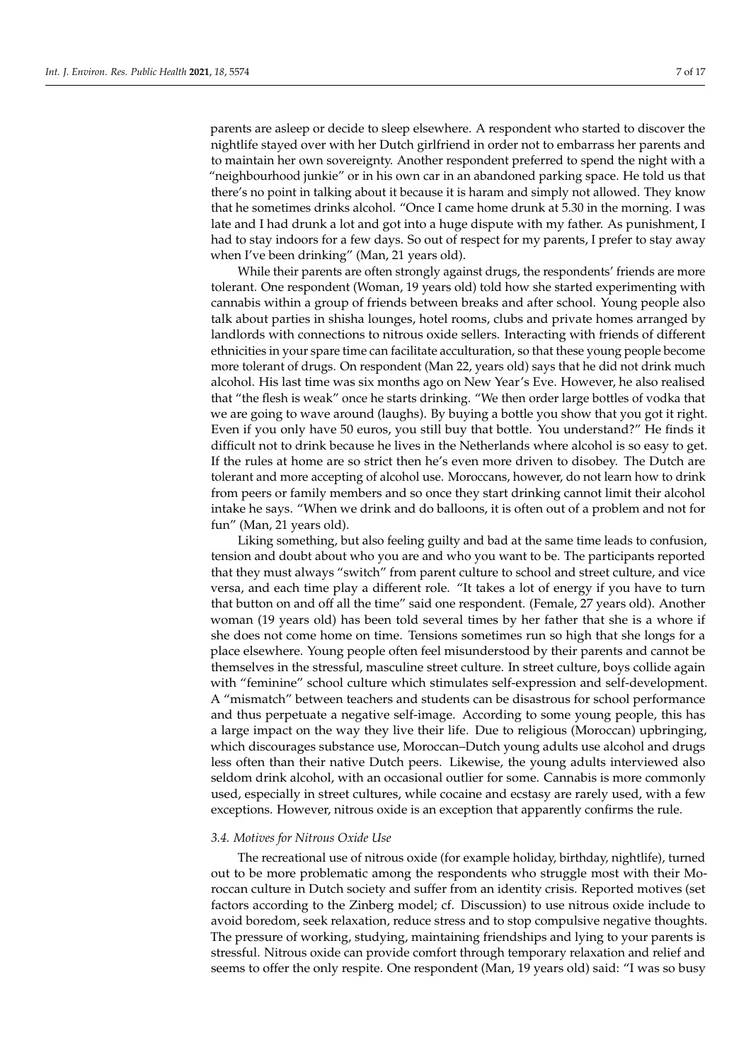parents are asleep or decide to sleep elsewhere. A respondent who started to discover the nightlife stayed over with her Dutch girlfriend in order not to embarrass her parents and to maintain her own sovereignty. Another respondent preferred to spend the night with a "neighbourhood junkie" or in his own car in an abandoned parking space. He told us that there's no point in talking about it because it is haram and simply not allowed. They know that he sometimes drinks alcohol. "Once I came home drunk at 5.30 in the morning. I was late and I had drunk a lot and got into a huge dispute with my father. As punishment, I had to stay indoors for a few days. So out of respect for my parents, I prefer to stay away when I've been drinking" (Man, 21 years old).

While their parents are often strongly against drugs, the respondents' friends are more tolerant. One respondent (Woman, 19 years old) told how she started experimenting with cannabis within a group of friends between breaks and after school. Young people also talk about parties in shisha lounges, hotel rooms, clubs and private homes arranged by landlords with connections to nitrous oxide sellers. Interacting with friends of different ethnicities in your spare time can facilitate acculturation, so that these young people become more tolerant of drugs. On respondent (Man 22, years old) says that he did not drink much alcohol. His last time was six months ago on New Year's Eve. However, he also realised that "the flesh is weak" once he starts drinking. "We then order large bottles of vodka that we are going to wave around (laughs). By buying a bottle you show that you got it right. Even if you only have 50 euros, you still buy that bottle. You understand?" He finds it difficult not to drink because he lives in the Netherlands where alcohol is so easy to get. If the rules at home are so strict then he's even more driven to disobey. The Dutch are tolerant and more accepting of alcohol use. Moroccans, however, do not learn how to drink from peers or family members and so once they start drinking cannot limit their alcohol intake he says. "When we drink and do balloons, it is often out of a problem and not for fun" (Man, 21 years old).

Liking something, but also feeling guilty and bad at the same time leads to confusion, tension and doubt about who you are and who you want to be. The participants reported that they must always "switch" from parent culture to school and street culture, and vice versa, and each time play a different role. "It takes a lot of energy if you have to turn that button on and off all the time" said one respondent. (Female, 27 years old). Another woman (19 years old) has been told several times by her father that she is a whore if she does not come home on time. Tensions sometimes run so high that she longs for a place elsewhere. Young people often feel misunderstood by their parents and cannot be themselves in the stressful, masculine street culture. In street culture, boys collide again with "feminine" school culture which stimulates self-expression and self-development. A "mismatch" between teachers and students can be disastrous for school performance and thus perpetuate a negative self-image. According to some young people, this has a large impact on the way they live their life. Due to religious (Moroccan) upbringing, which discourages substance use, Moroccan–Dutch young adults use alcohol and drugs less often than their native Dutch peers. Likewise, the young adults interviewed also seldom drink alcohol, with an occasional outlier for some. Cannabis is more commonly used, especially in street cultures, while cocaine and ecstasy are rarely used, with a few exceptions. However, nitrous oxide is an exception that apparently confirms the rule.

### *3.4. Motives for Nitrous Oxide Use*

The recreational use of nitrous oxide (for example holiday, birthday, nightlife), turned out to be more problematic among the respondents who struggle most with their Moroccan culture in Dutch society and suffer from an identity crisis. Reported motives (set factors according to the Zinberg model; cf. Discussion) to use nitrous oxide include to avoid boredom, seek relaxation, reduce stress and to stop compulsive negative thoughts. The pressure of working, studying, maintaining friendships and lying to your parents is stressful. Nitrous oxide can provide comfort through temporary relaxation and relief and seems to offer the only respite. One respondent (Man, 19 years old) said: "I was so busy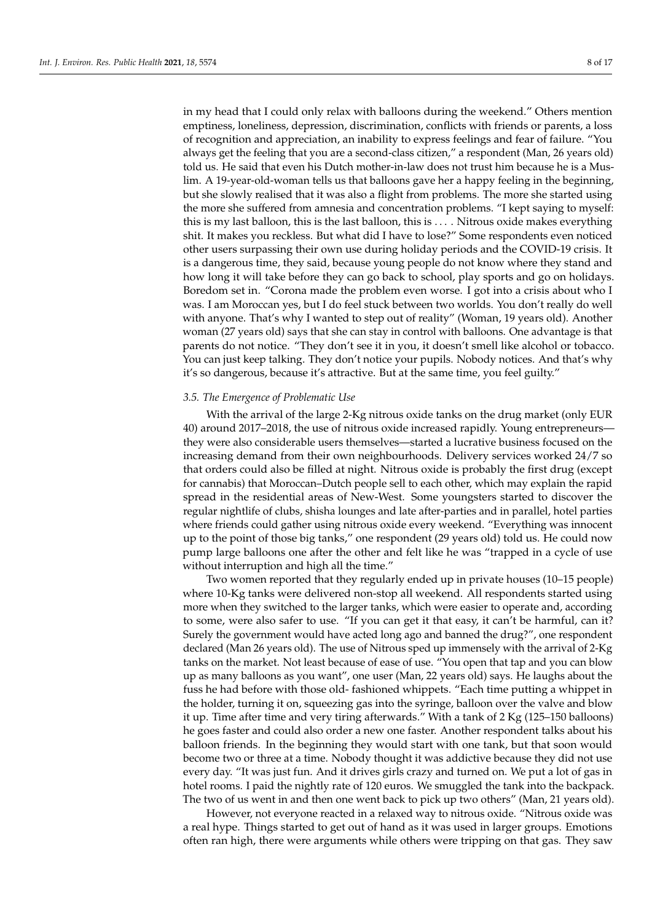in my head that I could only relax with balloons during the weekend." Others mention emptiness, loneliness, depression, discrimination, conflicts with friends or parents, a loss of recognition and appreciation, an inability to express feelings and fear of failure. "You always get the feeling that you are a second-class citizen," a respondent (Man, 26 years old) told us. He said that even his Dutch mother-in-law does not trust him because he is a Muslim. A 19-year-old-woman tells us that balloons gave her a happy feeling in the beginning, but she slowly realised that it was also a flight from problems. The more she started using the more she suffered from amnesia and concentration problems. "I kept saying to myself: this is my last balloon, this is the last balloon, this is . . . . Nitrous oxide makes everything shit. It makes you reckless. But what did I have to lose?" Some respondents even noticed other users surpassing their own use during holiday periods and the COVID-19 crisis. It is a dangerous time, they said, because young people do not know where they stand and how long it will take before they can go back to school, play sports and go on holidays. Boredom set in. "Corona made the problem even worse. I got into a crisis about who I was. I am Moroccan yes, but I do feel stuck between two worlds. You don't really do well with anyone. That's why I wanted to step out of reality" (Woman, 19 years old). Another woman (27 years old) says that she can stay in control with balloons. One advantage is that parents do not notice. "They don't see it in you, it doesn't smell like alcohol or tobacco. You can just keep talking. They don't notice your pupils. Nobody notices. And that's why it's so dangerous, because it's attractive. But at the same time, you feel guilty."

### 3.5. The Emergence of Problematic Use

With the arrival of the large 2-Kg nitrous oxide tanks on the drug market (only EUR 40) around 2017–2018, the use of nitrous oxide increased rapidly. Young entrepreneurs—they were also considerable users themselves—started a lucrative business focused on the increasing demand from their own neighbourhoods. Delivery services worked 24/7 so that orders could also be filled at night. Nitrous oxide is probably the first drug (except for cannabis) that Moroccan–Dutch people sell to each other, which may explain the rapid spread in the residential areas of New-West. Some youngsters started to discover the regular nightlife of clubs, shisha lounges and late after-parties and in parallel, hotel parties where friends could gather using nitrous oxide every weekend. "Everything was innocent up to the point of those big tanks," one respondent (29 years old) told us. He could now pump large balloons one after the other and felt like he was "trapped in a cycle of use without interruption and high all the time."

Two women reported that they regularly ended up in private houses (10–15 people) where 10-Kg tanks were delivered non-stop all weekend. All respondents started using more when they switched to the larger tanks, which were easier to operate and, according to some, were also safer to use. "If you can get it that easy, it can't be harmful, can it? Surely the government would have acted long ago and banned the drug?", one respondent declared (Man 26 years old). The use of Nitrous sped up immensely with the arrival of 2-Kg tanks on the market. Not least because of ease of use. "You open that tap and you can blow up as many balloons as you want", one user (Man, 22 years old) says. He laughs about the fuss he had before with those old- fashioned whippets. "Each time putting a whippet in the holder, turning it on, squeezing gas into the syringe, balloon over the valve and blow it up. Time after time and very tiring afterwards." With a tank of 2 Kg (125–150 balloons) he goes faster and could also order a new one faster. Another respondent talks about his balloon friends. In the beginning they would start with one tank, but that soon would become two or three at a time. Nobody thought it was addictive because they did not use every day. "It was just fun. And it drives girls crazy and turned on. We put a lot of gas in hotel rooms. I paid the nightly rate of 120 euros. We smuggled the tank into the backpack. The two of us went in and then one went back to pick up two others" (Man, 21 years old).

However, not everyone reacted in a relaxed way to nitrous oxide. "Nitrous oxide was a real hype. Things started to get out of hand as it was used in larger groups. Emotions often ran high, there were arguments while others were tripping on that gas. They saw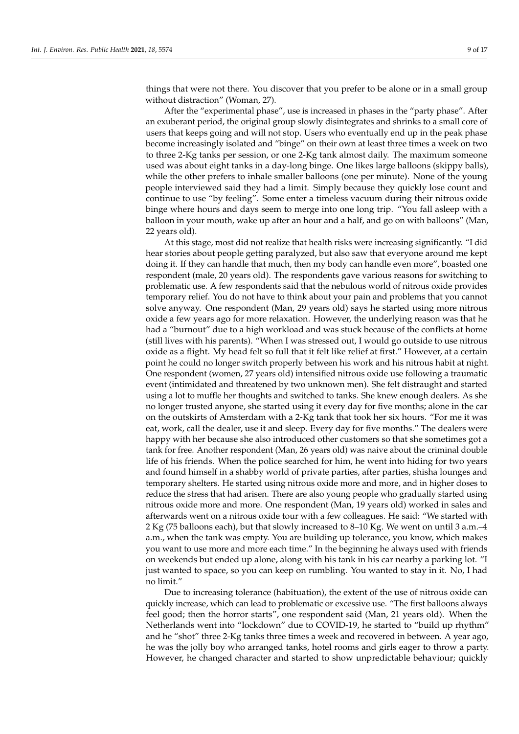things that were not there. You discover that you prefer to be alone or in a small group without distraction" (Woman, 27).

After the "experimental phase", use is increased in phases in the "party phase". After an exuberant period, the original group slowly disintegrates and shrinks to a small core of users that keeps going and will not stop. Users who eventually end up in the peak phase become increasingly isolated and "binge" on their own at least three times a week on two to three 2-Kg tanks per session, or one 2-Kg tank almost daily. The maximum someone used was about eight tanks in a day-long binge. One likes large balloons (skippy balls), while the other prefers to inhale smaller balloons (one per minute). None of the young people interviewed said they had a limit. Simply because they quickly lose count and continue to use "by feeling". Some enter a timeless vacuum during their nitrous oxide binge where hours and days seem to merge into one long trip. "You fall asleep with a balloon in your mouth, wake up after an hour and a half, and go on with balloons" (Man, 22 years old).

At this stage, most did not realize that health risks were increasing significantly. "I did hear stories about people getting paralyzed, but also saw that everyone around me kept doing it. If they can handle that much, then my body can handle even more", boasted one respondent (male, 20 years old). The respondents gave various reasons for switching to problematic use. A few respondents said that the nebulous world of nitrous oxide provides temporary relief. You do not have to think about your pain and problems that you cannot solve anyway. One respondent (Man, 29 years old) says he started using more nitrous oxide a few years ago for more relaxation. However, the underlying reason was that he had a "burnout" due to a high workload and was stuck because of the conflicts at home (still lives with his parents). "When I was stressed out, I would go outside to use nitrous oxide as a flight. My head felt so full that it felt like relief at first." However, at a certain point he could no longer switch properly between his work and his nitrous habit at night. One respondent (women, 27 years old) intensified nitrous oxide use following a traumatic event (intimidated and threatened by two unknown men). She felt distraught and started using a lot to muffle her thoughts and switched to tanks. She knew enough dealers. As she no longer trusted anyone, she started using it every day for five months; alone in the car on the outskirts of Amsterdam with a 2-Kg tank that took her six hours. "For me it was eat, work, call the dealer, use it and sleep. Every day for five months." The dealers were happy with her because she also introduced other customers so that she sometimes got a tank for free. Another respondent (Man, 26 years old) was naive about the criminal double life of his friends. When the police searched for him, he went into hiding for two years and found himself in a shabby world of private parties, after parties, shisha lounges and temporary shelters. He started using nitrous oxide more and more, and in higher doses to reduce the stress that had arisen. There are also young people who gradually started using nitrous oxide more and more. One respondent (Man, 19 years old) worked in sales and afterwards went on a nitrous oxide tour with a few colleagues. He said: "We started with 2 Kg (75 balloons each), but that slowly increased to 8–10 Kg. We went on until 3 a.m.–4 a.m., when the tank was empty. You are building up tolerance, you know, which makes you want to use more and more each time." In the beginning he always used with friends on weekends but ended up alone, along with his tank in his car nearby a parking lot. "I just wanted to space, so you can keep on rumbling. You wanted to stay in it. No, I had no limit."

Due to increasing tolerance (habituation), the extent of the use of nitrous oxide can quickly increase, which can lead to problematic or excessive use. "The first balloons always feel good; then the horror starts", one respondent said (Man, 21 years old). When the Netherlands went into "lockdown" due to COVID-19, he started to "build up rhythm" and he "shot" three 2-Kg tanks three times a week and recovered in between. A year ago, he was the jolly boy who arranged tanks, hotel rooms and girls eager to throw a party. However, he changed character and started to show unpredictable behaviour; quickly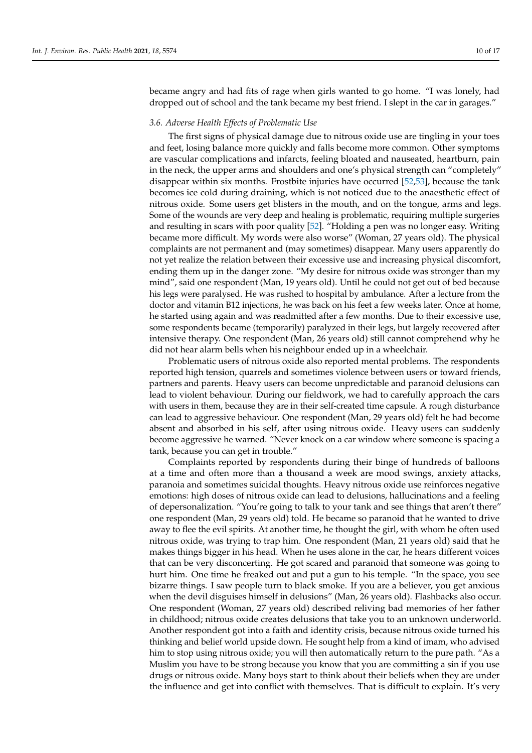became angry and had fits of rage when girls wanted to go home. "I was lonely, had dropped out of school and the tank became my best friend. I slept in the car in garages."

### 3.6. Adverse Health Effects of Problematic Use

The first signs of physical damage due to nitrous oxide use are tingling in your toes and feet, losing balance more quickly and falls become more common. Other symptoms are vascular complications and infarcts, feeling bloated and nauseated, heartburn, pain in the neck, the upper arms and shoulders and one's physical strength can "completely" disappear within six months. Frostbite injuries have occurred [52,53], because the tank becomes ice cold during draining, which is not noticed due to the anaesthetic effect of nitrous oxide. Some users get blisters in the mouth, and on the tongue, arms and legs. Some of the wounds are very deep and healing is problematic, requiring multiple surgeries and resulting in scars with poor quality [52]. "Holding a pen was no longer easy. Writing became more difficult. My words were also worse" (Woman, 27 years old). The physical complaints are not permanent and (may sometimes) disappear. Many users apparently do not yet realize the relation between their excessive use and increasing physical discomfort, ending them up in the danger zone. "My desire for nitrous oxide was stronger than my mind", said one respondent (Man, 19 years old). Until he could not get out of bed because his legs were paralysed. He was rushed to hospital by ambulance. After a lecture from the doctor and vitamin B12 injections, he was back on his feet a few weeks later. Once at home, he started using again and was readmitted after a few months. Due to their excessive use, some respondents became (temporarily) paralyzed in their legs, but largely recovered after intensive therapy. One respondent (Man, 26 years old) still cannot comprehend why he did not hear alarm bells when his neighbour ended up in a wheelchair.

Problematic users of nitrous oxide also reported mental problems. The respondents reported high tension, quarrels and sometimes violence between users or toward friends, partners and parents. Heavy users can become unpredictable and paranoid delusions can lead to violent behaviour. During our fieldwork, we had to carefully approach the cars with users in them, because they are in their self-created time capsule. A rough disturbance can lead to aggressive behaviour. One respondent (Man, 29 years old) felt he had become absent and absorbed in his self, after using nitrous oxide. Heavy users can suddenly become aggressive he warned. "Never knock on a car window where someone is spacing a tank, because you can get in trouble."

Complaints reported by respondents during their binge of hundreds of balloons at a time and often more than a thousand a week are mood swings, anxiety attacks, paranoia and sometimes suicidal thoughts. Heavy nitrous oxide use reinforces negative emotions: high doses of nitrous oxide can lead to delusions, hallucinations and a feeling of depersonalization. "You're going to talk to your tank and see things that aren't there" one respondent (Man, 29 years old) told. He became so paranoid that he wanted to drive away to flee the evil spirits. At another time, he thought the girl, with whom he often used nitrous oxide, was trying to trap him. One respondent (Man, 21 years old) said that he makes things bigger in his head. When he uses alone in the car, he hears different voices that can be very disconcerting. He got scared and paranoid that someone was going to hurt him. One time he freaked out and put a gun to his temple. "In the space, you see bizarre things. I saw people turn to black smoke. If you are a believer, you get anxious when the devil disguises himself in delusions" (Man, 26 years old). Flashbacks also occur. One respondent (Woman, 27 years old) described reliving bad memories of her father in childhood; nitrous oxide creates delusions that take you to an unknown underworld. Another respondent got into a faith and identity crisis, because nitrous oxide turned his thinking and belief world upside down. He sought help from a kind of imam, who advised him to stop using nitrous oxide; you will then automatically return to the pure path. "As a Muslim you have to be strong because you know that you are committing a sin if you use drugs or nitrous oxide. Many boys start to think about their beliefs when they are under the influence and get into conflict with themselves. That is difficult to explain. It's very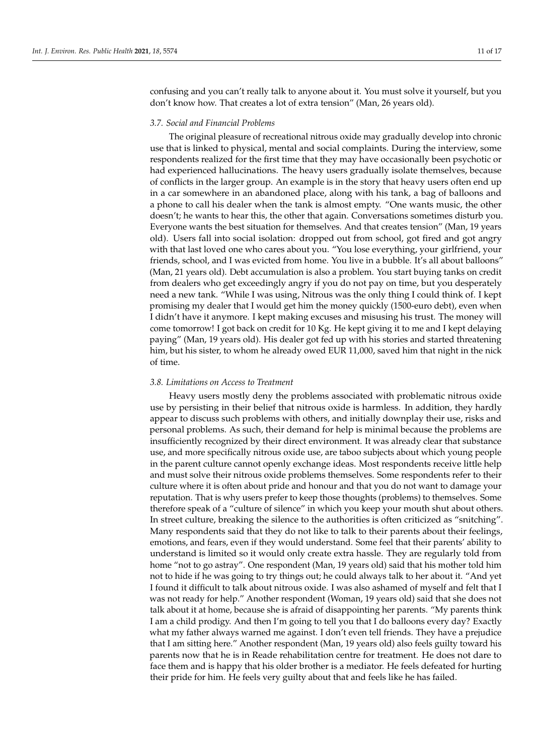confusing and you can't really talk to anyone about it. You must solve it yourself, but you don't know how. That creates a lot of extra tension" (Man, 26 years old).

### 3.7. Social and Financial Problems

The original pleasure of recreational nitrous oxide may gradually develop into chronic use that is linked to physical, mental and social complaints. During the interview, some respondents realized for the first time that they may have occasionally been psychotic or had experienced hallucinations. The heavy users gradually isolate themselves, because of conflicts in the larger group. An example is in the story that heavy users often end up in a car somewhere in an abandoned place, along with his tank, a bag of balloons and a phone to call his dealer when the tank is almost empty. "One wants music, the other doesn't; he wants to hear this, the other that again. Conversations sometimes disturb you. Everyone wants the best situation for themselves. And that creates tension" (Man, 19 years old). Users fall into social isolation: dropped out from school, got fired and got angry with that last loved one who cares about you. "You lose everything, your girlfriend, your friends, school, and I was evicted from home. You live in a bubble. It's all about balloons" (Man, 21 years old). Debt accumulation is also a problem. You start buying tanks on credit from dealers who get exceedingly angry if you do not pay on time, but you desperately need a new tank. "While I was using, Nitrous was the only thing I could think of. I kept promising my dealer that I would get him the money quickly (1500-euro debt), even when I didn't have it anymore. I kept making excuses and misusing his trust. The money will come tomorrow! I got back on credit for 10 Kg. He kept giving it to me and I kept delaying paying" (Man, 19 years old). His dealer got fed up with his stories and started threatening him, but his sister, to whom he already owed EUR 11,000, saved him that night in the nick of time.

### 3.8. Limitations on Access to Treatment

Heavy users mostly deny the problems associated with problematic nitrous oxide use by persisting in their belief that nitrous oxide is harmless. In addition, they hardly appear to discuss such problems with others, and initially downplay their use, risks and personal problems. As such, their demand for help is minimal because the problems are insufficiently recognized by their direct environment. It was already clear that substance use, and more specifically nitrous oxide use, are taboo subjects about which young people in the parent culture cannot openly exchange ideas. Most respondents receive little help and must solve their nitrous oxide problems themselves. Some respondents refer to their culture where it is often about pride and honour and that you do not want to damage your reputation. That is why users prefer to keep those thoughts (problems) to themselves. Some therefore speak of a "culture of silence" in which you keep your mouth shut about others. In street culture, breaking the silence to the authorities is often criticized as "snitching". Many respondents said that they do not like to talk to their parents about their feelings, emotions, and fears, even if they would understand. Some feel that their parents' ability to understand is limited so it would only create extra hassle. They are regularly told from home "not to go astray". One respondent (Man, 19 years old) said that his mother told him not to hide if he was going to try things out; he could always talk to her about it. "And yet I found it difficult to talk about nitrous oxide. I was also ashamed of myself and felt that I was not ready for help." Another respondent (Woman, 19 years old) said that she does not talk about it at home, because she is afraid of disappointing her parents. "My parents think I am a child prodigy. And then I'm going to tell you that I do balloons every day? Exactly what my father always warned me against. I don't even tell friends. They have a prejudice that I am sitting here." Another respondent (Man, 19 years old) also feels guilty toward his parents now that he is in Reade rehabilitation centre for treatment. He does not dare to face them and is happy that his older brother is a mediator. He feels defeated for hurting their pride for him. He feels very guilty about that and feels like he has failed.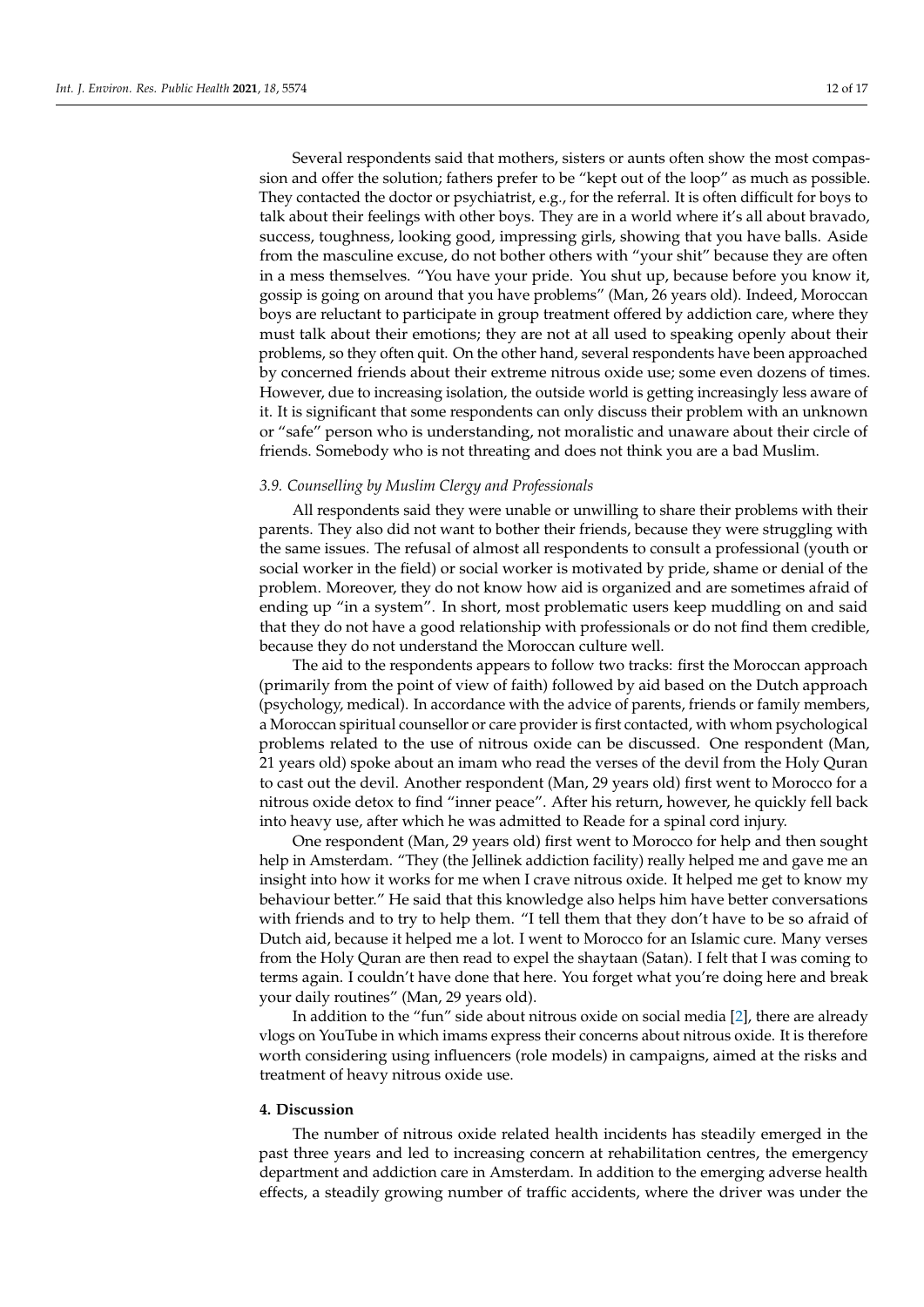Several respondents said that mothers, sisters or aunts often show the most compassion and offer the solution; fathers prefer to be "kept out of the loop" as much as possible. They contacted the doctor or psychiatrist, e.g., for the referral. It is often difficult for boys to talk about their feelings with other boys. They are in a world where it's all about bravado, success, toughness, looking good, impressing girls, showing that you have balls. Aside from the masculine excuse, do not bother others with "your shit" because they are often in a mess themselves. "You have your pride. You shut up, because before you know it, gossip is going on around that you have problems" (Man, 26 years old). Indeed, Moroccan boys are reluctant to participate in group treatment offered by addiction care, where they must talk about their emotions; they are not at all used to speaking openly about their problems, so they often quit. On the other hand, several respondents have been approached by concerned friends about their extreme nitrous oxide use; some even dozens of times. However, due to increasing isolation, the outside world is getting increasingly less aware of it. It is significant that some respondents can only discuss their problem with an unknown or "safe" person who is understanding, not moralistic and unaware about their circle of friends. Somebody who is not threating and does not think you are a bad Muslim.

### 3.9. Counselling by Muslim Clergy and Professionals

All respondents said they were unable or unwilling to share their problems with their parents. They also did not want to bother their friends, because they were struggling with the same issues. The refusal of almost all respondents to consult a professional (youth or social worker in the field) or social worker is motivated by pride, shame or denial of the problem. Moreover, they do not know how aid is organized and are sometimes afraid of ending up "in a system". In short, most problematic users keep muddling on and said that they do not have a good relationship with professionals or do not find them credible, because they do not understand the Moroccan culture well.

The aid to the respondents appears to follow two tracks: first the Moroccan approach (primarily from the point of view of faith) followed by aid based on the Dutch approach (psychology, medical). In accordance with the advice of parents, friends or family members, a Moroccan spiritual counsellor or care provider is first contacted, with whom psychological problems related to the use of nitrous oxide can be discussed. One respondent (Man, 21 years old) spoke about an imam who read the verses of the devil from the Holy Quran to cast out the devil. Another respondent (Man, 29 years old) first went to Morocco for a nitrous oxide detox to find "inner peace". After his return, however, he quickly fell back into heavy use, after which he was admitted to Reade for a spinal cord injury.

One respondent (Man, 29 years old) first went to Morocco for help and then sought help in Amsterdam. "They (the Jellinek addiction facility) really helped me and gave me an insight into how it works for me when I crave nitrous oxide. It helped me get to know my behaviour better." He said that this knowledge also helps him have better conversations with friends and to try to help them. "I tell them that they don't have to be so afraid of Dutch aid, because it helped me a lot. I went to Morocco for an Islamic cure. Many verses from the Holy Quran are then read to expel the shaytaan (Satan). I felt that I was coming to terms again. I couldn't have done that here. You forget what you're doing here and break your daily routines" (Man, 29 years old).

In addition to the "fun" side about nitrous oxide on social media [2], there are already vlogs on YouTube in which imams express their concerns about nitrous oxide. It is therefore worth considering using influencers (role models) in campaigns, aimed at the risks and treatment of heavy nitrous oxide use.

## 4. Discussion

The number of nitrous oxide related health incidents has steadily emerged in the past three years and led to increasing concern at rehabilitation centres, the emergency department and addiction care in Amsterdam. In addition to the emerging adverse health effects, a steadily growing number of traffic accidents, where the driver was under the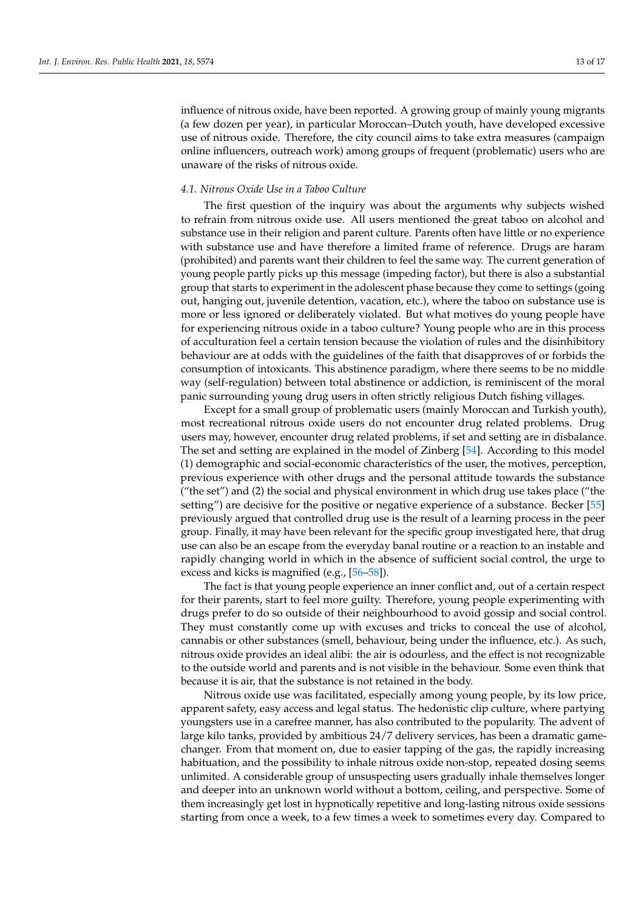influence of nitrous oxide, have been reported. A growing group of mainly young migrants (a few dozen per year), in particular Moroccan–Dutch youth, have developed excessive use of nitrous oxide. Therefore, the city council aims to take extra measures (campaign online influencers, outreach work) among groups of frequent (problematic) users who are unaware of the risks of nitrous oxide.

### *4.1. Nitrous Oxide Use in a Taboo Culture*

The first question of the inquiry was about the arguments why subjects wished to refrain from nitrous oxide use. All users mentioned the great taboo on alcohol and substance use in their religion and parent culture. Parents often have little or no experience with substance use and have therefore a limited frame of reference. Drugs are haram (prohibited) and parents want their children to feel the same way. The current generation of young people partly picks up this message (impeding factor), but there is also a substantial group that starts to experiment in the adolescent phase because they come to settings (going out, hanging out, juvenile detention, vacation, etc.), where the taboo on substance use is more or less ignored or deliberately violated. But what motives do young people have for experiencing nitrous oxide in a taboo culture? Young people who are in this process of acculturation feel a certain tension because the violation of rules and the disinhibitory behaviour are at odds with the guidelines of the faith that disapproves of or forbids the consumption of intoxicants. This abstinence paradigm, where there seems to be no middle way (self-regulation) between total abstinence or addiction, is reminiscent of the moral panic surrounding young drug users in often strictly religious Dutch fishing villages.

Except for a small group of problematic users (mainly Moroccan and Turkish youth), most recreational nitrous oxide users do not encounter drug related problems. Drug users may, however, encounter drug related problems, if set and setting are in disbalance. The set and setting are explained in the model of Zinberg [54]. According to this model (1) demographic and social-economic characteristics of the user, the motives, perception, previous experience with other drugs and the personal attitude towards the substance ("the set") and (2) the social and physical environment in which drug use takes place ("the setting") are decisive for the positive or negative experience of a substance. Becker [55] previously argued that controlled drug use is the result of a learning process in the peer group. Finally, it may have been relevant for the specific group investigated here, that drug use can also be an escape from the everyday banal routine or a reaction to an instable and rapidly changing world in which in the absence of sufficient social control, the urge to excess and kicks is magnified (e.g., [56–58]).

The fact is that young people experience an inner conflict and, out of a certain respect for their parents, start to feel more guilty. Therefore, young people experimenting with drugs prefer to do so outside of their neighbourhood to avoid gossip and social control. They must constantly come up with excuses and tricks to conceal the use of alcohol, cannabis or other substances (smell, behaviour, being under the influence, etc.). As such, nitrous oxide provides an ideal alibi: the air is odourless, and the effect is not recognizable to the outside world and parents and is not visible in the behaviour. Some even think that because it is air, that the substance is not retained in the body.

Nitrous oxide use was facilitated, especially among young people, by its low price, apparent safety, easy access and legal status. The hedonistic clip culture, where partying youngsters use in a carefree manner, has also contributed to the popularity. The advent of large kilo tanks, provided by ambitious 24/7 delivery services, has been a dramatic game-changer. From that moment on, due to easier tapping of the gas, the rapidly increasing habituation, and the possibility to inhale nitrous oxide non-stop, repeated dosing seems unlimited. A considerable group of unsuspecting users gradually inhale themselves longer and deeper into an unknown world without a bottom, ceiling, and perspective. Some of them increasingly get lost in hypnotically repetitive and long-lasting nitrous oxide sessions starting from once a week, to a few times a week to sometimes every day. Compared to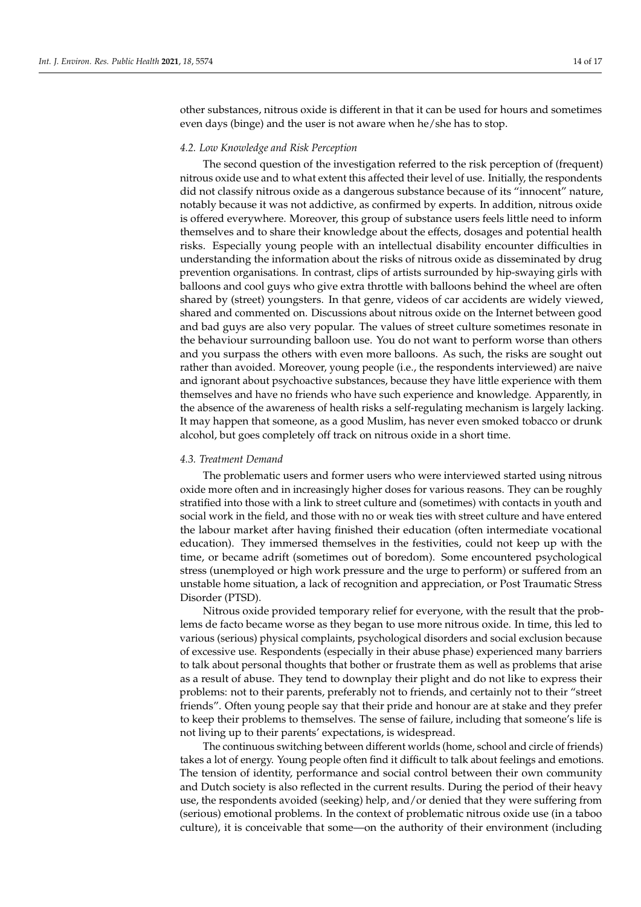other substances, nitrous oxide is different in that it can be used for hours and sometimes even days (binge) and the user is not aware when he/she has to stop.

### *4.2. Low Knowledge and Risk Perception*

The second question of the investigation referred to the risk perception of (frequent) nitrous oxide use and to what extent this affected their level of use. Initially, the respondents did not classify nitrous oxide as a dangerous substance because of its "innocent" nature, notably because it was not addictive, as confirmed by experts. In addition, nitrous oxide is offered everywhere. Moreover, this group of substance users feels little need to inform themselves and to share their knowledge about the effects, dosages and potential health risks. Especially young people with an intellectual disability encounter difficulties in understanding the information about the risks of nitrous oxide as disseminated by drug prevention organisations. In contrast, clips of artists surrounded by hip-swaying girls with balloons and cool guys who give extra throttle with balloons behind the wheel are often shared by (street) youngsters. In that genre, videos of car accidents are widely viewed, shared and commented on. Discussions about nitrous oxide on the Internet between good and bad guys are also very popular. The values of street culture sometimes resonate in the behaviour surrounding balloon use. You do not want to perform worse than others and you surpass the others with even more balloons. As such, the risks are sought out rather than avoided. Moreover, young people (i.e., the respondents interviewed) are naive and ignorant about psychoactive substances, because they have little experience with them themselves and have no friends who have such experience and knowledge. Apparently, in the absence of the awareness of health risks a self-regulating mechanism is largely lacking. It may happen that someone, as a good Muslim, has never even smoked tobacco or drunk alcohol, but goes completely off track on nitrous oxide in a short time.

### *4.3. Treatment Demand*

The problematic users and former users who were interviewed started using nitrous oxide more often and in increasingly higher doses for various reasons. They can be roughly stratified into those with a link to street culture and (sometimes) with contacts in youth and social work in the field, and those with no or weak ties with street culture and have entered the labour market after having finished their education (often intermediate vocational education). They immersed themselves in the festivities, could not keep up with the time, or became adrift (sometimes out of boredom). Some encountered psychological stress (unemployed or high work pressure and the urge to perform) or suffered from an unstable home situation, a lack of recognition and appreciation, or Post Traumatic Stress Disorder (PTSD).

Nitrous oxide provided temporary relief for everyone, with the result that the problems de facto became worse as they began to use more nitrous oxide. In time, this led to various (serious) physical complaints, psychological disorders and social exclusion because of excessive use. Respondents (especially in their abuse phase) experienced many barriers to talk about personal thoughts that bother or frustrate them as well as problems that arise as a result of abuse. They tend to downplay their plight and do not like to express their problems: not to their parents, preferably not to friends, and certainly not to their "street friends". Often young people say that their pride and honour are at stake and they prefer to keep their problems to themselves. The sense of failure, including that someone's life is not living up to their parents' expectations, is widespread.

The continuous switching between different worlds (home, school and circle of friends) takes a lot of energy. Young people often find it difficult to talk about feelings and emotions. The tension of identity, performance and social control between their own community and Dutch society is also reflected in the current results. During the period of their heavy use, the respondents avoided (seeking) help, and/or denied that they were suffering from (serious) emotional problems. In the context of problematic nitrous oxide use (in a taboo culture), it is conceivable that some—on the authority of their environment (including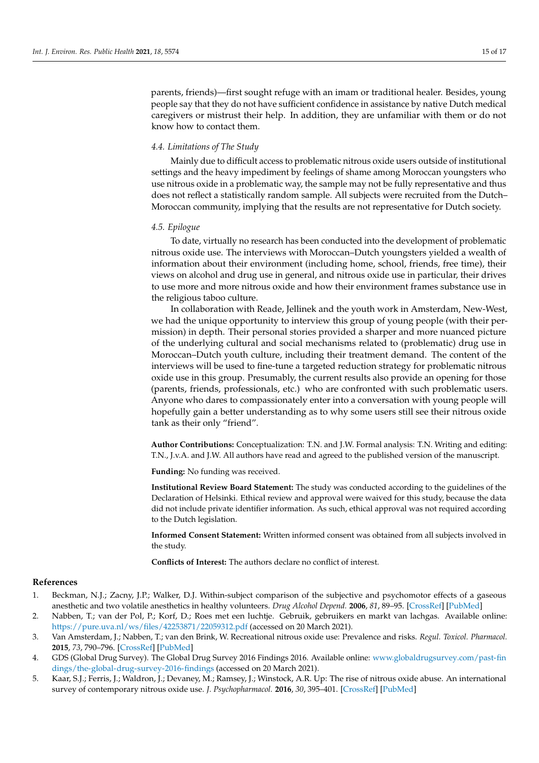parents, friends)—first sought refuge with an imam or traditional healer. Besides, young people say that they do not have sufficient confidence in assistance by native Dutch medical caregivers or mistrust their help. In addition, they are unfamiliar with them or do not know how to contact them.

### *4.4. Limitations of The Study*

Mainly due to difficult access to problematic nitrous oxide users outside of institutional settings and the heavy impediment by feelings of shame among Moroccan youngsters who use nitrous oxide in a problematic way, the sample may not be fully representative and thus does not reflect a statistically random sample. All subjects were recruited from the Dutch–Moroccan community, implying that the results are not representative for Dutch society.

### *4.5. Epilogue*

To date, virtually no research has been conducted into the development of problematic nitrous oxide use. The interviews with Moroccan–Dutch youngsters yielded a wealth of information about their environment (including home, school, friends, free time), their views on alcohol and drug use in general, and nitrous oxide use in particular, their drives to use more and more nitrous oxide and how their environment frames substance use in the religious taboo culture.

In collaboration with Reade, Jellinek and the youth work in Amsterdam, New-West, we had the unique opportunity to interview this group of young people (with their permission) in depth. Their personal stories provided a sharper and more nuanced picture of the underlying cultural and social mechanisms related to (problematic) drug use in Moroccan–Dutch youth culture, including their treatment demand. The content of the interviews will be used to fine-tune a targeted reduction strategy for problematic nitrous oxide use in this group. Presumably, the current results also provide an opening for those (parents, friends, professionals, etc.) who are confronted with such problematic users. Anyone who dares to compassionately enter into a conversation with young people will hopefully gain a better understanding as to why some users still see their nitrous oxide tank as their only "friend".

**Author Contributions:** Conceptualization: T.N. and J.W. Formal analysis: T.N. Writing and editing: T.N., J.v.A. and J.W. All authors have read and agreed to the published version of the manuscript.

**Funding:** No funding was received.

**Institutional Review Board Statement:** The study was conducted according to the guidelines of the Declaration of Helsinki. Ethical review and approval were waived for this study, because the data did not include private identifier information. As such, ethical approval was not required according to the Dutch legislation.

**Informed Consent Statement:** Written informed consent was obtained from all subjects involved in the study.

**Conflicts of Interest:** The authors declare no conflict of interest.

## References

1. Beckman, N.J.; Zacny, J.P.; Walker, D.J. Within-subject comparison of the subjective and psychomotor effects of a gaseous anesthetic and two volatile anesthetics in healthy volunteers. *Drug Alcohol Depend.* **2006**, *81*, 89–95. [CrossRef] [PubMed]
2. Nabben, T.; van der Pol, P.; Korf, D.; Roes met een luchtje. Gebruik, gebruikers en markt van lachgas. Available online: https://pure.uva.nl/ws/files/42253871/22059312.pdf (accessed on 20 March 2021).
3. Van Amsterdam, J.; Nabben, T.; van den Brink, W. Recreational nitrous oxide use: Prevalence and risks. *Regul. Toxicol. Pharmacol.* **2015**, *73*, 790–796. [CrossRef] [PubMed]
4. GDS (Global Drug Survey). The Global Drug Survey 2016 Findings 2016. Available online: www.globaldrugsurvey.com/past-findings/the-global-drug-survey-2016-findings (accessed on 20 March 2021).
5. Kaar, S.J.; Ferris, J.; Waldron, J.; Devaney, M.; Ramsey, J.; Winstock, A.R. Up: The rise of nitrous oxide abuse. An international survey of contemporary nitrous oxide use. *J. Psychopharmacol.* **2016**, *30*, 395–401. [CrossRef] [PubMed]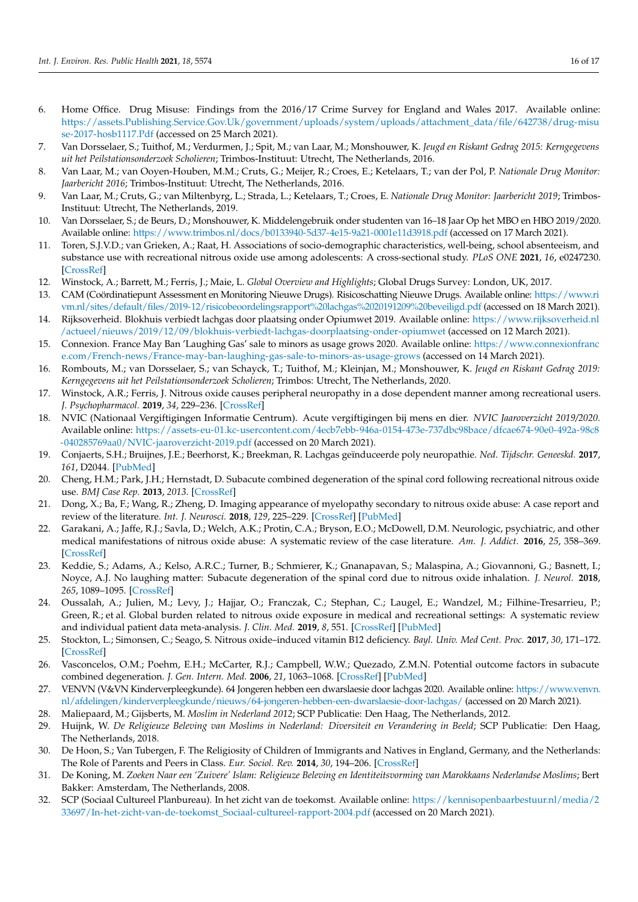6. Home Office. Drug Misuse: Findings from the 2016/17 Crime Survey for England and Wales 2017. Available online: https://assets.Publishing.Service.Gov.Uk/government/uploads/system/uploads/attachment_data/file/642738/drug-misuse-2017-hosb1117.Pdf (accessed on 25 March 2021).
7. Van Dorsselaer, S.; Tuithof, M.; Verdurmen, J.; Spit, M.; van Laar, M.; Monshouwer, K. *Jeugd en Riskant Gedrag 2015: Kerngegevens uit het Peilstationsonderzoek Scholieren*; Trimbos-Instituut: Utrecht, The Netherlands, 2016.
8. Van Laar, M.; van Ooyen-Houben, M.M.; Cruts, G.; Meijer, R.; Croes, E.; Ketelaars, T.; van der Pol, P. *Nationale Drug Monitor: Jaarbericht 2016*; Trimbos-Instituut: Utrecht, The Netherlands, 2016.
9. Van Laar, M.; Cruts, G.; van Miltenbyrg, L.; Strada, L.; Ketelaars, T.; Croes, E. *Nationale Drug Monitor: Jaarbericht 2019*; Trimbos-Instituut: Utrecht, The Netherlands, 2019.
10. Van Dorsselaer, S.; de Beurs, D.; Monshouwer, K. Middelengebruik onder studenten van 16–18 Jaar Op het MBO en HBO 2019/2020. Available online: https://www.trimbos.nl/docs/b0133940-5d37-4e15-9a21-0001e11d3918.pdf (accessed on 17 March 2021).
11. Toren, S.J.V.D.; van Grieken, A.; Raat, H. Associations of socio-demographic characteristics, well-being, school absenteeism, and substance use with recreational nitrous oxide use among adolescents: A cross-sectional study. *PLoS ONE* **2021**, *16*, e0247230. [CrossRef]
12. Winstock, A.; Barrett, M.; Ferris, J.; Maie, L. *Global Overview and Highlights*; Global Drugs Survey: London, UK, 2017.
13. CAM (Coördinatiepunt Assessment en Monitoring Nieuwe Drugs). Risicoschatting Nieuwe Drugs. Available online: https://www.rivm.nl/sites/default/files/2019-12/risicobeoordelingsrapport%20lachgas%2020191209%20beveiligd.pdf (accessed on 18 March 2021).
14. Rijksoverheid. Blokhuis verbiedt lachgas door plaatsing onder Opiumwet 2019. Available online: https://www.rijksoverheid.nl/actueel/nieuws/2019/12/09/blokhuis-verbiedt-lachgas-doorplaatsing-onder-opiumwet (accessed on 12 March 2021).
15. Connexion. France May Ban 'Laughing Gas' sale to minors as usage grows 2020. Available online: https://www.connexionfrance.com/French-news/France-may-ban-laughing-gas-sale-to-minors-as-usage-grows (accessed on 14 March 2021).
16. Rombouts, M.; van Dorsselaer, S.; van Schayck, T.; Tuithof, M.; Kleinjan, M.; Monshouwer, K. *Jeugd en Riskant Gedrag 2019: Kerngegevens uit het Peilstationsonderzoek Scholieren*; Trimbos: Utrecht, The Netherlands, 2020.
17. Winstock, A.R.; Ferris, J. Nitrous oxide causes peripheral neuropathy in a dose dependent manner among recreational users. *J. Psychopharmacol.* **2019**, *34*, 229–236. [CrossRef]
18. NVIC (Nationaal Vergiftigingen Informatie Centrum). Acute vergiftigingen bij mens en dier. *NVIC Jaaroverzicht 2019/2020*. Available online: https://assets-eu-01.kc-usercontent.com/4ecb7ebb-946a-0154-473e-737dbc98bace/dfcae674-90e0-492a-98c8-040285769aa0/NVIC-jaaroverzicht-2019.pdf (accessed on 20 March 2021).
19. Conjaerts, S.H.; Bruijnes, J.E.; Beerhorst, K.; Breekman, R. Lachgas geïnduceerde poly neuropathie. *Ned. Tijdschr. Geneeskd.* **2017**, *161*, D2044. [PubMed]
20. Cheng, H.M.; Park, J.H.; Hernstadt, D. Subacute combined degeneration of the spinal cord following recreational nitrous oxide use. *BMJ Case Rep.* **2013**, *2013*. [CrossRef]
21. Dong, X.; Ba, F.; Wang, R.; Zheng, D. Imaging appearance of myelopathy secondary to nitrous oxide abuse: A case report and review of the literature. *Int. J. Neurosci.* **2018**, *129*, 225–229. [CrossRef] [PubMed]
22. Garakani, A.; Jaffe, R.J.; Savla, D.; Welch, A.K.; Protin, C.A.; Bryson, E.O.; McDowell, D.M. Neurologic, psychiatric, and other medical manifestations of nitrous oxide abuse: A systematic review of the case literature. *Am. J. Addict.* **2016**, *25*, 358–369. [CrossRef]
23. Keddie, S.; Adams, A.; Kelso, A.R.C.; Turner, B.; Schmierer, K.; Gnanapavan, S.; Malaspina, A.; Giovannoni, G.; Basnett, I.; Noyce, A.J. No laughing matter: Subacute degeneration of the spinal cord due to nitrous oxide inhalation. *J. Neurol.* **2018**, *265*, 1089–1095. [CrossRef]
24. Oussalah, A.; Julien, M.; Levy, J.; Hajjar, O.; Franczak, C.; Stephan, C.; Laugel, E.; Wandzel, M.; Filhine-Tresarrieu, P.; Green, R.; et al. Global burden related to nitrous oxide exposure in medical and recreational settings: A systematic review and individual patient data meta-analysis. *J. Clin. Med.* **2019**, *8*, 551. [CrossRef] [PubMed]
25. Stockton, L.; Simonsen, C.; Seago, S. Nitrous oxide–induced vitamin B12 deficiency. *Bayl. Univ. Med Cent. Proc.* **2017**, *30*, 171–172. [CrossRef]
26. Vasconcelos, O.M.; Poehm, E.H.; McCarter, R.J.; Campbell, W.W.; Quezado, Z.M.N. Potential outcome factors in subacute combined degeneration. *J. Gen. Intern. Med.* **2006**, *21*, 1063–1068. [CrossRef] [PubMed]
27. VENVN (V&VN Kinderverpleegkunde). 64 Jongeren hebben een dwarslaesie door lachgas 2020. Available online: https://www.venvn.nl/afdelingen/kinderverpleegkunde/nieuws/64-jongeren-hebben-een-dwarslaesie-door-lachgas/ (accessed on 20 March 2021).
28. Maliepaard, M.; Gijsberts, M. *Moslim in Nederland 2012*; SCP Publicatie: Den Haag, The Netherlands, 2012.
29. Huijnk, W. *De Religieuze Beleving van Moslims in Nederland: Diversiteit en Verandering in Beeld*; SCP Publicatie: Den Haag, The Netherlands, 2018.
30. De Hoon, S.; Van Tubergen, F. The Religiosity of Children of Immigrants and Natives in England, Germany, and the Netherlands: The Role of Parents and Peers in Class. *Eur. Sociol. Rev.* **2014**, *30*, 194–206. [CrossRef]
31. De Koning, M. *Zoeken Naar een 'Zuivere' Islam: Religieuze Beleving en Identiteitsvorming van Marokkaans Nederlandse Moslims*; Bert Bakker: Amsterdam, The Netherlands, 2008.
32. SCP (Sociaal Cultureel Planbureau). In het zicht van de toekomst. Available online: https://kennisopenbaarbestuur.nl/media/233697/In-het-zicht-van-de-toekomst_Sociaal-cultureel-rapport-2004.pdf (accessed on 20 March 2021).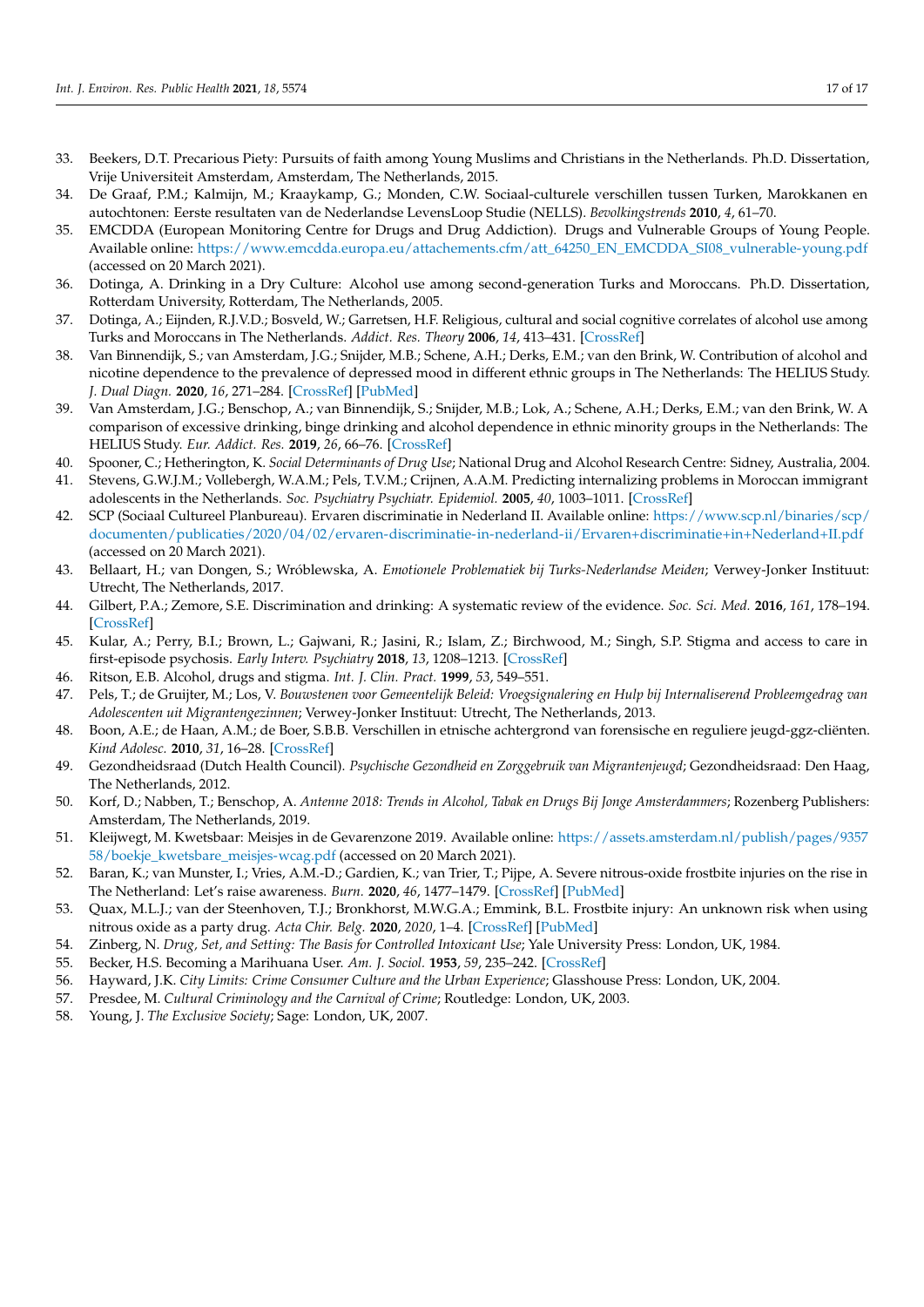33. Beekers, D.T. Precarious Piety: Pursuits of faith among Young Muslims and Christians in the Netherlands. Ph.D. Dissertation, Vrije Universiteit Amsterdam, Amsterdam, The Netherlands, 2015.
34. De Graaf, P.M.; Kalmijn, M.; Kraaykamp, G.; Monden, C.W. Sociaal-culturele verschillen tussen Turken, Marokkanen en autochtonen: Eerste resultaten van de Nederlandse LevensLoop Studie (NELLS). *Bevolkingstrends* **2010**, *4*, 61–70.
35. EMCDDA (European Monitoring Centre for Drugs and Drug Addiction). Drugs and Vulnerable Groups of Young People. Available online: https://www.emcdda.europa.eu/attachements.cfm/att_64250_EN_EMCDDA_SI08_vulnerable-young.pdf (accessed on 20 March 2021).
36. Dotinga, A. Drinking in a Dry Culture: Alcohol use among second-generation Turks and Moroccans. Ph.D. Dissertation, Rotterdam University, Rotterdam, The Netherlands, 2005.
37. Dotinga, A.; Eijnden, R.J.V.D.; Bosveld, W.; Garretsen, H.F. Religious, cultural and social cognitive correlates of alcohol use among Turks and Moroccans in The Netherlands. *Addict. Res. Theory* **2006**, *14*, 413–431. [CrossRef]
38. Van Binnendijk, S.; van Amsterdam, J.G.; Snijder, M.B.; Schene, A.H.; Derks, E.M.; van den Brink, W. Contribution of alcohol and nicotine dependence to the prevalence of depressed mood in different ethnic groups in The Netherlands: The HELIUS Study. *J. Dual Diagn.* **2020**, *16*, 271–284. [CrossRef] [PubMed]
39. Van Amsterdam, J.G.; Benschop, A.; van Binnendijk, S.; Snijder, M.B.; Lok, A.; Schene, A.H.; Derks, E.M.; van den Brink, W. A comparison of excessive drinking, binge drinking and alcohol dependence in ethnic minority groups in the Netherlands: The HELIUS Study. *Eur. Addict. Res.* **2019**, *26*, 66–76. [CrossRef]
40. Spooner, C.; Hetherington, K. *Social Determinants of Drug Use*; National Drug and Alcohol Research Centre: Sidney, Australia, 2004.
41. Stevens, G.W.J.M.; Vollebergh, W.A.M.; Pels, T.V.M.; Crijnen, A.A.M. Predicting internalizing problems in Moroccan immigrant adolescents in the Netherlands. *Soc. Psychiatry Psychiatr. Epidemiol.* **2005**, *40*, 1003–1011. [CrossRef]
42. SCP (Sociaal Cultureel Planbureau). Ervaren discriminatie in Nederland II. Available online: https://www.scp.nl/binaries/scp/documenten/publicaties/2020/04/02/ervaren-discriminatie-in-nederland-ii/Ervaren+discriminatie+in+Nederland+II.pdf (accessed on 20 March 2021).
43. Bellaart, H.; van Dongen, S.; Wróblewska, A. *Emotionele Problematiek bij Turks-Nederlandse Meiden*; Verwey-Jonker Instituut: Utrecht, The Netherlands, 2017.
44. Gilbert, P.A.; Zemore, S.E. Discrimination and drinking: A systematic review of the evidence. *Soc. Sci. Med.* **2016**, *161*, 178–194. [CrossRef]
45. Kular, A.; Perry, B.I.; Brown, L.; Gajwani, R.; Jasini, R.; Islam, Z.; Birchwood, M.; Singh, S.P. Stigma and access to care in first-episode psychosis. *Early Interv. Psychiatry* **2018**, *13*, 1208–1213. [CrossRef]
46. Ritson, E.B. Alcohol, drugs and stigma. *Int. J. Clin. Pract.* **1999**, *53*, 549–551.
47. Pels, T.; de Gruijter, M.; Los, V. *Bouwstenen voor Gemeentelijk Beleid: Vroegsignalering en Hulp bij Internaliserend Probleemgedrag van Adolescenten uit Migrantengezinnen*; Verwey-Jonker Instituut: Utrecht, The Netherlands, 2013.
48. Boon, A.E.; de Haan, A.M.; de Boer, S.B.B. Verschillen in etnische achtergrond van forensische en reguliere jeugd-ggz-cliënten. *Kind Adolesc.* **2010**, *31*, 16–28. [CrossRef]
49. Gezondheidsraad (Dutch Health Council). *Psychische Gezondheid en Zorggebruik van Migrantenjeugd*; Gezondheidsraad: Den Haag, The Netherlands, 2012.
50. Korf, D.; Nabben, T.; Benschop, A. *Antenne 2018: Trends in Alcohol, Tabak en Drugs Bij Jonge Amsterdammers*; Rozenberg Publishers: Amsterdam, The Netherlands, 2019.
51. Kleijwegt, M. Kwetsbaar: Meisjes in de Gevarenzone 2019. Available online: https://assets.amsterdam.nl/publish/pages/935758/boekje_kwetsbare_meisjes-wcag.pdf (accessed on 20 March 2021).
52. Baran, K.; van Munster, I.; Vries, A.M.-D.; Gardien, K.; van Trier, T.; Pijpe, A. Severe nitrous-oxide frostbite injuries on the rise in The Netherland: Let's raise awareness. *Burn.* **2020**, *46*, 1477–1479. [CrossRef] [PubMed]
53. Quax, M.L.J.; van der Steenhoven, T.J.; Bronkhorst, M.W.G.A.; Emmink, B.L. Frostbite injury: An unknown risk when using nitrous oxide as a party drug. *Acta Chir. Belg.* **2020**, *2020*, 1–4. [CrossRef] [PubMed]
54. Zinberg, N. *Drug, Set, and Setting: The Basis for Controlled Intoxicant Use*; Yale University Press: London, UK, 1984.
55. Becker, H.S. Becoming a Marihuana User. *Am. J. Sociol.* **1953**, *59*, 235–242. [CrossRef]
56. Hayward, J.K. *City Limits: Crime Consumer Culture and the Urban Experience*; Glasshouse Press: London, UK, 2004.
57. Presdee, M. *Cultural Criminology and the Carnival of Crime*; Routledge: London, UK, 2003.
58. Young, J. *The Exclusive Society*; Sage: London, UK, 2007.